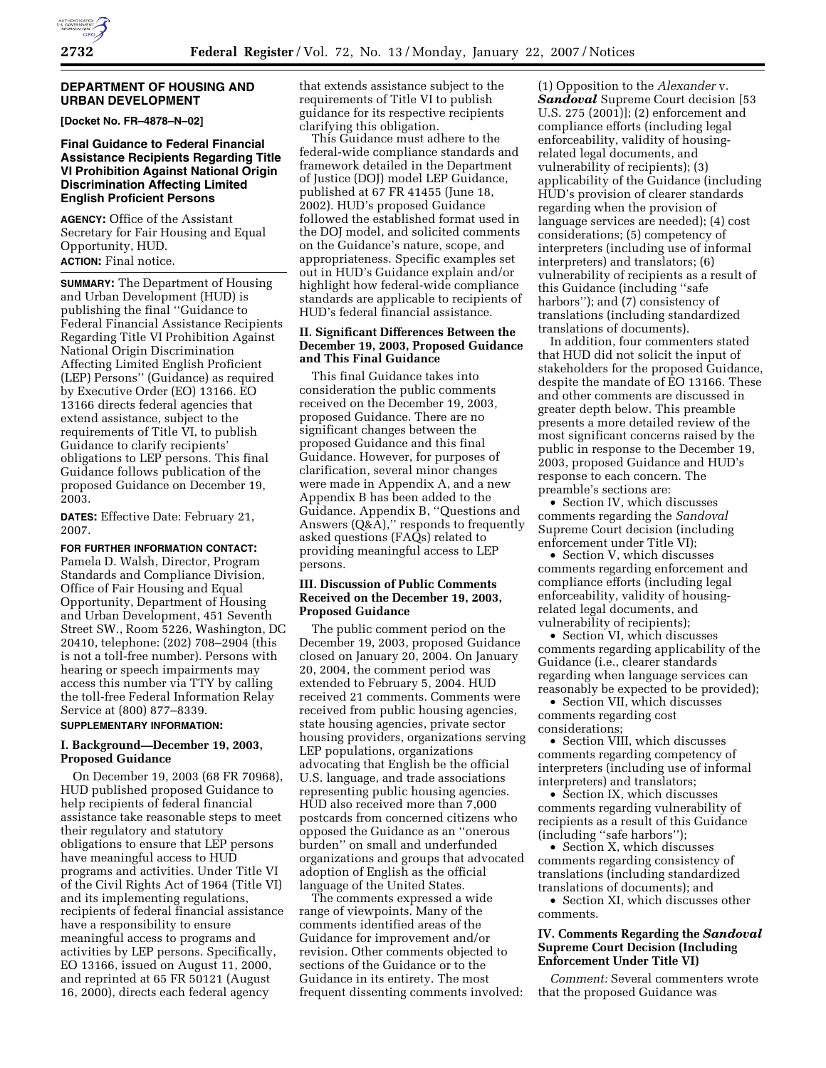## DEPARTMENT OF HOUSING AND URBAN DEVELOPMENT

**[Docket No. FR–4878–N–02]**

### Final Guidance to Federal Financial Assistance Recipients Regarding Title VI Prohibition Against National Origin Discrimination Affecting Limited English Proficient Persons

**AGENCY:** Office of the Assistant Secretary for Fair Housing and Equal Opportunity, HUD.

**ACTION:** Final notice.

**SUMMARY:** The Department of Housing and Urban Development (HUD) is publishing the final ''Guidance to Federal Financial Assistance Recipients Regarding Title VI Prohibition Against National Origin Discrimination Affecting Limited English Proficient (LEP) Persons'' (Guidance) as required by Executive Order (EO) 13166. EO 13166 directs federal agencies that extend assistance, subject to the requirements of Title VI, to publish Guidance to clarify recipients' obligations to LEP persons. This final Guidance follows publication of the proposed Guidance on December 19, 2003.

**DATES:** Effective Date: February 21, 2007.

**FOR FURTHER INFORMATION CONTACT:** Pamela D. Walsh, Director, Program Standards and Compliance Division, Office of Fair Housing and Equal Opportunity, Department of Housing and Urban Development, 451 Seventh Street SW., Room 5226, Washington, DC 20410, telephone: (202) 708–2904 (this is not a toll-free number). Persons with hearing or speech impairments may access this number via TTY by calling the toll-free Federal Information Relay Service at (800) 877–8339.

**SUPPLEMENTARY INFORMATION:**

### I. Background—December 19, 2003, Proposed Guidance

On December 19, 2003 (68 FR 70968), HUD published proposed Guidance to help recipients of federal financial assistance take reasonable steps to meet their regulatory and statutory obligations to ensure that LEP persons have meaningful access to HUD programs and activities. Under Title VI of the Civil Rights Act of 1964 (Title VI) and its implementing regulations, recipients of federal financial assistance have a responsibility to ensure meaningful access to programs and activities by LEP persons. Specifically, EO 13166, issued on August 11, 2000, and reprinted at 65 FR 50121 (August 16, 2000), directs each federal agency that extends assistance subject to the requirements of Title VI to publish guidance for its respective recipients clarifying this obligation.

This Guidance must adhere to the federal-wide compliance standards and framework detailed in the Department of Justice (DOJ) model LEP Guidance, published at 67 FR 41455 (June 18, 2002). HUD's proposed Guidance followed the established format used in the DOJ model, and solicited comments on the Guidance's nature, scope, and appropriateness. Specific examples set out in HUD's Guidance explain and/or highlight how federal-wide compliance standards are applicable to recipients of HUD's federal financial assistance.

### II. Significant Differences Between the December 19, 2003, Proposed Guidance and This Final Guidance

This final Guidance takes into consideration the public comments received on the December 19, 2003, proposed Guidance. There are no significant changes between the proposed Guidance and this final Guidance. However, for purposes of clarification, several minor changes were made in Appendix A, and a new Appendix B has been added to the Guidance. Appendix B, ''Questions and Answers (Q&A),'' responds to frequently asked questions (FAQs) related to providing meaningful access to LEP persons.

### III. Discussion of Public Comments Received on the December 19, 2003, Proposed Guidance

The public comment period on the December 19, 2003, proposed Guidance closed on January 20, 2004. On January 20, 2004, the comment period was extended to February 5, 2004. HUD received 21 comments. Comments were received from public housing agencies, state housing agencies, private sector housing providers, organizations serving LEP populations, organizations advocating that English be the official U.S. language, and trade associations representing public housing agencies. HUD also received more than 7,000 postcards from concerned citizens who opposed the Guidance as an ''onerous burden'' on small and underfunded organizations and groups that advocated adoption of English as the official language of the United States.

The comments expressed a wide range of viewpoints. Many of the comments identified areas of the Guidance for improvement and/or revision. Other comments objected to sections of the Guidance or to the Guidance in its entirety. The most frequent dissenting comments involved: (1) Opposition to the *Alexander* v. ***Sandoval*** Supreme Court decision [53 U.S. 275 (2001)]; (2) enforcement and compliance efforts (including legal enforceability, validity of housing-related legal documents, and vulnerability of recipients); (3) applicability of the Guidance (including HUD's provision of clearer standards regarding when the provision of language services are needed); (4) cost considerations; (5) competency of interpreters (including use of informal interpreters) and translators; (6) vulnerability of recipients as a result of this Guidance (including ''safe harbors''); and (7) consistency of translations (including standardized translations of documents).

In addition, four commenters stated that HUD did not solicit the input of stakeholders for the proposed Guidance, despite the mandate of EO 13166. These and other comments are discussed in greater depth below. This preamble presents a more detailed review of the most significant concerns raised by the public in response to the December 19, 2003, proposed Guidance and HUD's response to each concern. The preamble's sections are:

- Section IV, which discusses comments regarding the *Sandoval* Supreme Court decision (including enforcement under Title VI);
- Section V, which discusses comments regarding enforcement and compliance efforts (including legal enforceability, validity of housing-related legal documents, and vulnerability of recipients);
- Section VI, which discusses comments regarding applicability of the Guidance (i.e., clearer standards regarding when language services can reasonably be expected to be provided);
- Section VII, which discusses comments regarding cost considerations;
- Section VIII, which discusses comments regarding competency of interpreters (including use of informal interpreters) and translators;
- Section IX, which discusses comments regarding vulnerability of recipients as a result of this Guidance (including ''safe harbors'');
- Section X, which discusses comments regarding consistency of translations (including standardized translations of documents); and
- Section XI, which discusses other comments.

### IV. Comments Regarding the *Sandoval* Supreme Court Decision (Including Enforcement Under Title VI)

*Comment:* Several commenters wrote that the proposed Guidance was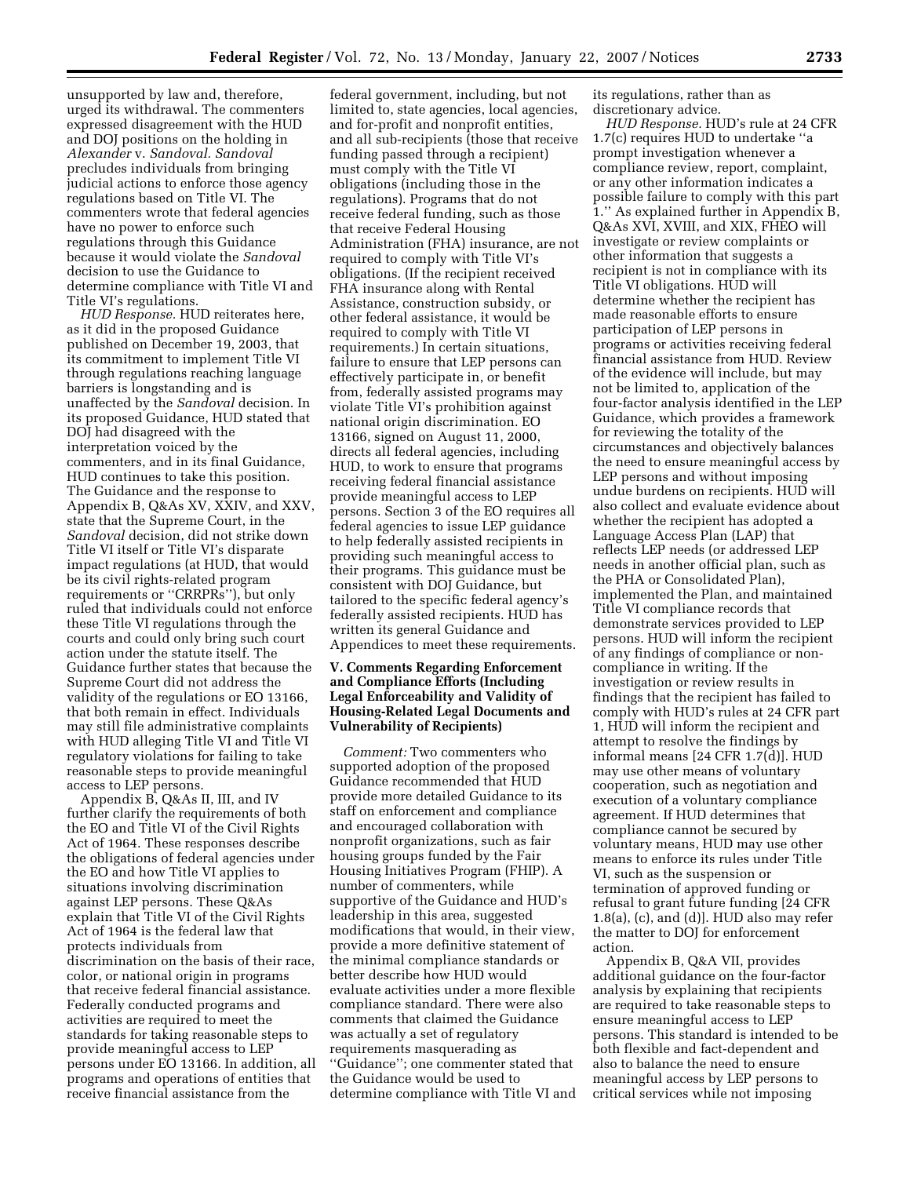unsupported by law and, therefore, urged its withdrawal. The commenters expressed disagreement with the HUD and DOJ positions on the holding in *Alexander* v. *Sandoval. Sandoval* precludes individuals from bringing judicial actions to enforce those agency regulations based on Title VI. The commenters wrote that federal agencies have no power to enforce such regulations through this Guidance because it would violate the *Sandoval* decision to use the Guidance to determine compliance with Title VI and Title VI's regulations.

*HUD Response.* HUD reiterates here, as it did in the proposed Guidance published on December 19, 2003, that its commitment to implement Title VI through regulations reaching language barriers is longstanding and is unaffected by the *Sandoval* decision. In its proposed Guidance, HUD stated that DOJ had disagreed with the interpretation voiced by the commenters, and in its final Guidance, HUD continues to take this position. The Guidance and the response to Appendix B, Q&As XV, XXIV, and XXV, state that the Supreme Court, in the *Sandoval* decision, did not strike down Title VI itself or Title VI's disparate impact regulations (at HUD, that would be its civil rights-related program requirements or ''CRRPRs''), but only ruled that individuals could not enforce these Title VI regulations through the courts and could only bring such court action under the statute itself. The Guidance further states that because the Supreme Court did not address the validity of the regulations or EO 13166, that both remain in effect. Individuals may still file administrative complaints with HUD alleging Title VI and Title VI regulatory violations for failing to take reasonable steps to provide meaningful access to LEP persons.

Appendix B, Q&As II, III, and IV further clarify the requirements of both the EO and Title VI of the Civil Rights Act of 1964. These responses describe the obligations of federal agencies under the EO and how Title VI applies to situations involving discrimination against LEP persons. These Q&As explain that Title VI of the Civil Rights Act of 1964 is the federal law that protects individuals from discrimination on the basis of their race, color, or national origin in programs that receive federal financial assistance. Federally conducted programs and activities are required to meet the standards for taking reasonable steps to provide meaningful access to LEP persons under EO 13166. In addition, all programs and operations of entities that receive financial assistance from the federal government, including, but not limited to, state agencies, local agencies, and for-profit and nonprofit entities, and all sub-recipients (those that receive funding passed through a recipient) must comply with the Title VI obligations (including those in the regulations). Programs that do not receive federal funding, such as those that receive Federal Housing Administration (FHA) insurance, are not required to comply with Title VI's obligations. (If the recipient received FHA insurance along with Rental Assistance, construction subsidy, or other federal assistance, it would be required to comply with Title VI requirements.) In certain situations, failure to ensure that LEP persons can effectively participate in, or benefit from, federally assisted programs may violate Title VI's prohibition against national origin discrimination. EO 13166, signed on August 11, 2000, directs all federal agencies, including HUD, to work to ensure that programs receiving federal financial assistance provide meaningful access to LEP persons. Section 3 of the EO requires all federal agencies to issue LEP guidance to help federally assisted recipients in providing such meaningful access to their programs. This guidance must be consistent with DOJ Guidance, but tailored to the specific federal agency's federally assisted recipients. HUD has written its general Guidance and Appendices to meet these requirements.

## V. Comments Regarding Enforcement and Compliance Efforts (Including Legal Enforceability and Validity of Housing-Related Legal Documents and Vulnerability of Recipients)

*Comment:* Two commenters who supported adoption of the proposed Guidance recommended that HUD provide more detailed Guidance to its staff on enforcement and compliance and encouraged collaboration with nonprofit organizations, such as fair housing groups funded by the Fair Housing Initiatives Program (FHIP). A number of commenters, while supportive of the Guidance and HUD's leadership in this area, suggested modifications that would, in their view, provide a more definitive statement of the minimal compliance standards or better describe how HUD would evaluate activities under a more flexible compliance standard. There were also comments that claimed the Guidance was actually a set of regulatory requirements masquerading as ''Guidance''; one commenter stated that the Guidance would be used to determine compliance with Title VI and its regulations, rather than as discretionary advice.

*HUD Response.* HUD's rule at 24 CFR 1.7(c) requires HUD to undertake ''a prompt investigation whenever a compliance review, report, complaint, or any other information indicates a possible failure to comply with this part 1.'' As explained further in Appendix B, Q&As XVI, XVIII, and XIX, FHEO will investigate or review complaints or other information that suggests a recipient is not in compliance with its Title VI obligations. HUD will determine whether the recipient has made reasonable efforts to ensure participation of LEP persons in programs or activities receiving federal financial assistance from HUD. Review of the evidence will include, but may not be limited to, application of the four-factor analysis identified in the LEP Guidance, which provides a framework for reviewing the totality of the circumstances and objectively balances the need to ensure meaningful access by LEP persons and without imposing undue burdens on recipients. HUD will also collect and evaluate evidence about whether the recipient has adopted a Language Access Plan (LAP) that reflects LEP needs (or addressed LEP needs in another official plan, such as the PHA or Consolidated Plan), implemented the Plan, and maintained Title VI compliance records that demonstrate services provided to LEP persons. HUD will inform the recipient of any findings of compliance or non-compliance in writing. If the investigation or review results in findings that the recipient has failed to comply with HUD's rules at 24 CFR part 1, HUD will inform the recipient and attempt to resolve the findings by informal means [24 CFR 1.7(d)]. HUD may use other means of voluntary cooperation, such as negotiation and execution of a voluntary compliance agreement. If HUD determines that compliance cannot be secured by voluntary means, HUD may use other means to enforce its rules under Title VI, such as the suspension or termination of approved funding or refusal to grant future funding [24 CFR 1.8(a), (c), and (d)]. HUD also may refer the matter to DOJ for enforcement action.

Appendix B, Q&A VII, provides additional guidance on the four-factor analysis by explaining that recipients are required to take reasonable steps to ensure meaningful access to LEP persons. This standard is intended to be both flexible and fact-dependent and also to balance the need to ensure meaningful access by LEP persons to critical services while not imposing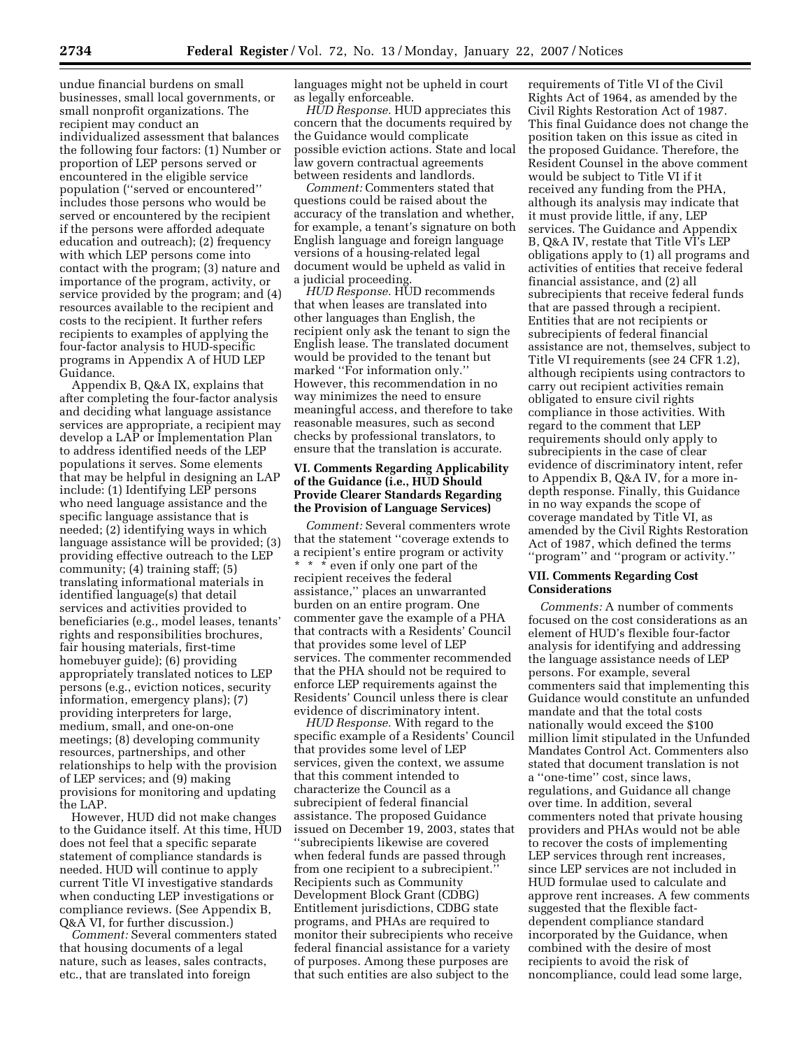undue financial burdens on small businesses, small local governments, or small nonprofit organizations. The recipient may conduct an individualized assessment that balances the following four factors: (1) Number or proportion of LEP persons served or encountered in the eligible service population (''served or encountered'' includes those persons who would be served or encountered by the recipient if the persons were afforded adequate education and outreach); (2) frequency with which LEP persons come into contact with the program; (3) nature and importance of the program, activity, or service provided by the program; and (4) resources available to the recipient and costs to the recipient. It further refers recipients to examples of applying the four-factor analysis to HUD-specific programs in Appendix A of HUD LEP Guidance.

Appendix B, Q&A IX, explains that after completing the four-factor analysis and deciding what language assistance services are appropriate, a recipient may develop a LAP or Implementation Plan to address identified needs of the LEP populations it serves. Some elements that may be helpful in designing an LAP include: (1) Identifying LEP persons who need language assistance and the specific language assistance that is needed; (2) identifying ways in which language assistance will be provided; (3) providing effective outreach to the LEP community; (4) training staff; (5) translating informational materials in identified language(s) that detail services and activities provided to beneficiaries (e.g., model leases, tenants' rights and responsibilities brochures, fair housing materials, first-time homebuyer guide); (6) providing appropriately translated notices to LEP persons (e.g., eviction notices, security information, emergency plans); (7) providing interpreters for large, medium, small, and one-on-one meetings; (8) developing community resources, partnerships, and other relationships to help with the provision of LEP services; and (9) making provisions for monitoring and updating the LAP.

However, HUD did not make changes to the Guidance itself. At this time, HUD does not feel that a specific separate statement of compliance standards is needed. HUD will continue to apply current Title VI investigative standards when conducting LEP investigations or compliance reviews. (See Appendix B, Q&A VI, for further discussion.)

*Comment:* Several commenters stated that housing documents of a legal nature, such as leases, sales contracts, etc., that are translated into foreign languages might not be upheld in court as legally enforceable.

*HUD Response.* HUD appreciates this concern that the documents required by the Guidance would complicate possible eviction actions. State and local law govern contractual agreements between residents and landlords.

*Comment:* Commenters stated that questions could be raised about the accuracy of the translation and whether, for example, a tenant's signature on both English language and foreign language versions of a housing-related legal document would be upheld as valid in a judicial proceeding.

*HUD Response.* HUD recommends that when leases are translated into other languages than English, the recipient only ask the tenant to sign the English lease. The translated document would be provided to the tenant but marked ''For information only.'' However, this recommendation in no way minimizes the need to ensure meaningful access, and therefore to take reasonable measures, such as second checks by professional translators, to ensure that the translation is accurate.

### VI. Comments Regarding Applicability of the Guidance (i.e., HUD Should Provide Clearer Standards Regarding the Provision of Language Services)

*Comment:* Several commenters wrote that the statement ''coverage extends to a recipient's entire program or activity * * * even if only one part of the recipient receives the federal assistance,'' places an unwarranted burden on an entire program. One commenter gave the example of a PHA that contracts with a Residents' Council that provides some level of LEP services. The commenter recommended that the PHA should not be required to enforce LEP requirements against the Residents' Council unless there is clear evidence of discriminatory intent.

*HUD Response.* With regard to the specific example of a Residents' Council that provides some level of LEP services, given the context, we assume that this comment intended to characterize the Council as a subrecipient of federal financial assistance. The proposed Guidance issued on December 19, 2003, states that ''subrecipients likewise are covered when federal funds are passed through from one recipient to a subrecipient.'' Recipients such as Community Development Block Grant (CDBG) Entitlement jurisdictions, CDBG state programs, and PHAs are required to monitor their subrecipients who receive federal financial assistance for a variety of purposes. Among these purposes are that such entities are also subject to the requirements of Title VI of the Civil Rights Act of 1964, as amended by the Civil Rights Restoration Act of 1987. This final Guidance does not change the position taken on this issue as cited in the proposed Guidance. Therefore, the Resident Counsel in the above comment would be subject to Title VI if it received any funding from the PHA, although its analysis may indicate that it must provide little, if any, LEP services. The Guidance and Appendix B, Q&A IV, restate that Title VI's LEP obligations apply to (1) all programs and activities of entities that receive federal financial assistance, and (2) all subrecipients that receive federal funds that are passed through a recipient. Entities that are not recipients or subrecipients of federal financial assistance are not, themselves, subject to Title VI requirements (see 24 CFR 1.2), although recipients using contractors to carry out recipient activities remain obligated to ensure civil rights compliance in those activities. With regard to the comment that LEP requirements should only apply to subrecipients in the case of clear evidence of discriminatory intent, refer to Appendix B, Q&A IV, for a more in-depth response. Finally, this Guidance in no way expands the scope of coverage mandated by Title VI, as amended by the Civil Rights Restoration Act of 1987, which defined the terms ''program'' and ''program or activity.''

### VII. Comments Regarding Cost Considerations

*Comments:* A number of comments focused on the cost considerations as an element of HUD's flexible four-factor analysis for identifying and addressing the language assistance needs of LEP persons. For example, several commenters said that implementing this Guidance would constitute an unfunded mandate and that the total costs nationally would exceed the $100 million limit stipulated in the Unfunded Mandates Control Act. Commenters also stated that document translation is not a ''one-time'' cost, since laws, regulations, and Guidance all change over time. In addition, several commenters noted that private housing providers and PHAs would not be able to recover the costs of implementing LEP services through rent increases, since LEP services are not included in HUD formulae used to calculate and approve rent increases. A few comments suggested that the flexible fact-dependent compliance standard incorporated by the Guidance, when combined with the desire of most recipients to avoid the risk of noncompliance, could lead some large,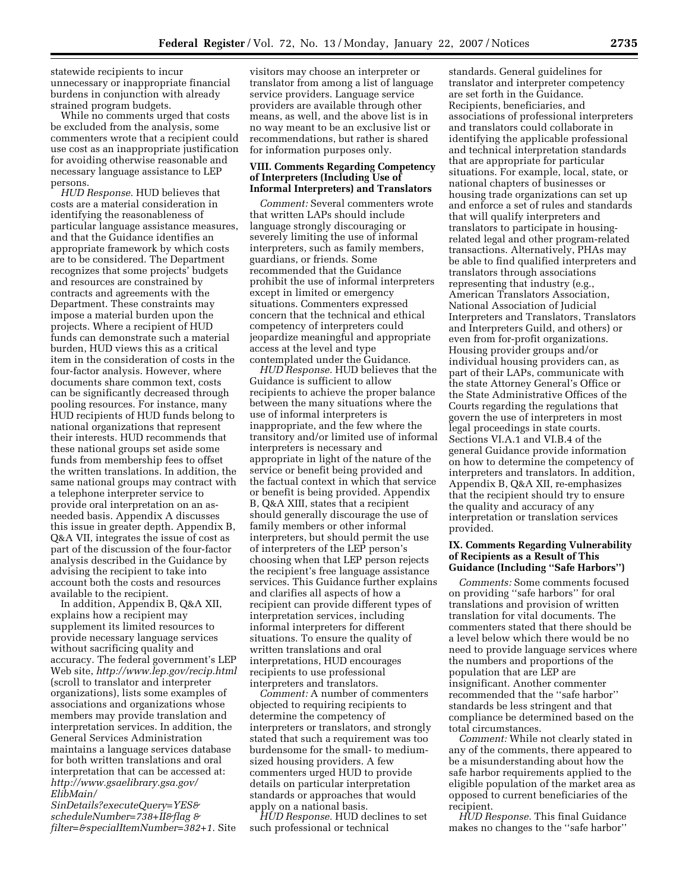statewide recipients to incur unnecessary or inappropriate financial burdens in conjunction with already strained program budgets.

While no comments urged that costs be excluded from the analysis, some commenters wrote that a recipient could use cost as an inappropriate justification for avoiding otherwise reasonable and necessary language assistance to LEP persons.

*HUD Response.* HUD believes that costs are a material consideration in identifying the reasonableness of particular language assistance measures, and that the Guidance identifies an appropriate framework by which costs are to be considered. The Department recognizes that some projects' budgets and resources are constrained by contracts and agreements with the Department. These constraints may impose a material burden upon the projects. Where a recipient of HUD funds can demonstrate such a material burden, HUD views this as a critical item in the consideration of costs in the four-factor analysis. However, where documents share common text, costs can be significantly decreased through pooling resources. For instance, many HUD recipients of HUD funds belong to national organizations that represent their interests. HUD recommends that these national groups set aside some funds from membership fees to offset the written translations. In addition, the same national groups may contract with a telephone interpreter service to provide oral interpretation on an as-needed basis. Appendix A discusses this issue in greater depth. Appendix B, Q&A VII, integrates the issue of cost as part of the discussion of the four-factor analysis described in the Guidance by advising the recipient to take into account both the costs and resources available to the recipient.

In addition, Appendix B, Q&A XII, explains how a recipient may supplement its limited resources to provide necessary language services without sacrificing quality and accuracy. The federal government's LEP Web site, *http://www.lep.gov/recip.html* (scroll to translator and interpreter organizations), lists some examples of associations and organizations whose members may provide translation and interpretation services. In addition, the General Services Administration maintains a language services database for both written translations and oral interpretation that can be accessed at: *http://www.gsaelibrary.gsa.gov/ElibMain/SinDetails?executeQuery=YES&scheduleNumber=738+II&flag&filter=&specialItemNumber=382+1.* Site visitors may choose an interpreter or translator from among a list of language service providers. Language service providers are available through other means, as well, and the above list is in no way meant to be an exclusive list or recommendations, but rather is shared for information purposes only.

### VIII. Comments Regarding Competency of Interpreters (Including Use of Informal Interpreters) and Translators

*Comment:* Several commenters wrote that written LAPs should include language strongly discouraging or severely limiting the use of informal interpreters, such as family members, guardians, or friends. Some recommended that the Guidance prohibit the use of informal interpreters except in limited or emergency situations. Commenters expressed concern that the technical and ethical competency of interpreters could jeopardize meaningful and appropriate access at the level and type contemplated under the Guidance.

*HUD Response.* HUD believes that the Guidance is sufficient to allow recipients to achieve the proper balance between the many situations where the use of informal interpreters is inappropriate, and the few where the transitory and/or limited use of informal interpreters is necessary and appropriate in light of the nature of the service or benefit being provided and the factual context in which that service or benefit is being provided. Appendix B, Q&A XIII, states that a recipient should generally discourage the use of family members or other informal interpreters, but should permit the use of interpreters of the LEP person's choosing when that LEP person rejects the recipient's free language assistance services. This Guidance further explains and clarifies all aspects of how a recipient can provide different types of interpretation services, including informal interpreters for different situations. To ensure the quality of written translations and oral interpretations, HUD encourages recipients to use professional interpreters and translators.

*Comment:* A number of commenters objected to requiring recipients to determine the competency of interpreters or translators, and strongly stated that such a requirement was too burdensome for the small- to medium-sized housing providers. A few commenters urged HUD to provide details on particular interpretation standards or approaches that would apply on a national basis.

*HUD Response.* HUD declines to set such professional or technical standards. General guidelines for translator and interpreter competency are set forth in the Guidance. Recipients, beneficiaries, and associations of professional interpreters and translators could collaborate in identifying the applicable professional and technical interpretation standards that are appropriate for particular situations. For example, local, state, or national chapters of businesses or housing trade organizations can set up and enforce a set of rules and standards that will qualify interpreters and translators to participate in housing-related legal and other program-related transactions. Alternatively, PHAs may be able to find qualified interpreters and translators through associations representing that industry (e.g., American Translators Association, National Association of Judicial Interpreters and Translators, Translators and Interpreters Guild, and others) or even from for-profit organizations. Housing provider groups and/or individual housing providers can, as part of their LAPs, communicate with the state Attorney General's Office or the State Administrative Offices of the Courts regarding the regulations that govern the use of interpreters in most legal proceedings in state courts. Sections VI.A.1 and VI.B.4 of the general Guidance provide information on how to determine the competency of interpreters and translators. In addition, Appendix B, Q&A XII, re-emphasizes that the recipient should try to ensure the quality and accuracy of any interpretation or translation services provided.

### IX. Comments Regarding Vulnerability of Recipients as a Result of This Guidance (Including "Safe Harbors")

*Comments:* Some comments focused on providing "safe harbors" for oral translations and provision of written translation for vital documents. The commenters stated that there should be a level below which there would be no need to provide language services where the numbers and proportions of the population that are LEP are insignificant. Another commenter recommended that the "safe harbor" standards be less stringent and that compliance be determined based on the total circumstances.

*Comment:* While not clearly stated in any of the comments, there appeared to be a misunderstanding about how the safe harbor requirements applied to the eligible population of the market area as opposed to current beneficiaries of the recipient.

*HUD Response.* This final Guidance makes no changes to the "safe harbor"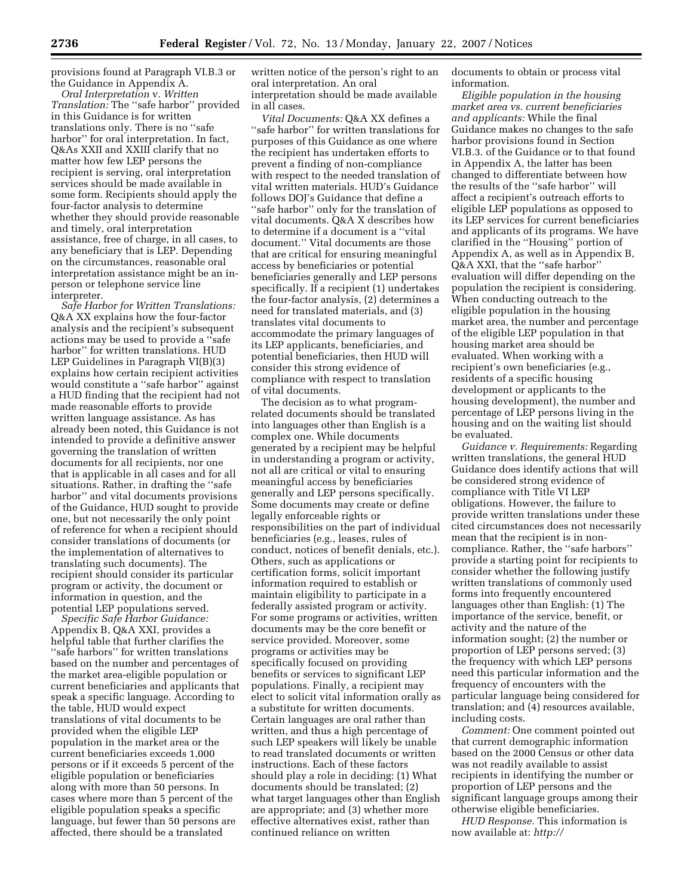provisions found at Paragraph VI.B.3 or the Guidance in Appendix A.

*Oral Interpretation* v. *Written Translation:* The ''safe harbor'' provided in this Guidance is for written translations only. There is no ''safe harbor'' for oral interpretation. In fact, Q&As XXII and XXIII clarify that no matter how few LEP persons the recipient is serving, oral interpretation services should be made available in some form. Recipients should apply the four-factor analysis to determine whether they should provide reasonable and timely, oral interpretation assistance, free of charge, in all cases, to any beneficiary that is LEP. Depending on the circumstances, reasonable oral interpretation assistance might be an in-person or telephone service line interpreter.

*Safe Harbor for Written Translations:* Q&A XX explains how the four-factor analysis and the recipient's subsequent actions may be used to provide a ''safe harbor'' for written translations. HUD LEP Guidelines in Paragraph VI(B)(3) explains how certain recipient activities would constitute a ''safe harbor'' against a HUD finding that the recipient had not made reasonable efforts to provide written language assistance. As has already been noted, this Guidance is not intended to provide a definitive answer governing the translation of written documents for all recipients, nor one that is applicable in all cases and for all situations. Rather, in drafting the ''safe harbor'' and vital documents provisions of the Guidance, HUD sought to provide one, but not necessarily the only point of reference for when a recipient should consider translations of documents (or the implementation of alternatives to translating such documents). The recipient should consider its particular program or activity, the document or information in question, and the potential LEP populations served.

*Specific Safe Harbor Guidance:* Appendix B, Q&A XXI, provides a helpful table that further clarifies the ''safe harbors'' for written translations based on the number and percentages of the market area-eligible population or current beneficiaries and applicants that speak a specific language. According to the table, HUD would expect translations of vital documents to be provided when the eligible LEP population in the market area or the current beneficiaries exceeds 1,000 persons or if it exceeds 5 percent of the eligible population or beneficiaries along with more than 50 persons. In cases where more than 5 percent of the eligible population speaks a specific language, but fewer than 50 persons are affected, there should be a translated written notice of the person's right to an oral interpretation. An oral interpretation should be made available in all cases.

*Vital Documents:* Q&A XX defines a ''safe harbor'' for written translations for purposes of this Guidance as one where the recipient has undertaken efforts to prevent a finding of non-compliance with respect to the needed translation of vital written materials. HUD's Guidance follows DOJ's Guidance that define a ''safe harbor'' only for the translation of vital documents. Q&A X describes how to determine if a document is a ''vital document.'' Vital documents are those that are critical for ensuring meaningful access by beneficiaries or potential beneficiaries generally and LEP persons specifically. If a recipient (1) undertakes the four-factor analysis, (2) determines a need for translated materials, and (3) translates vital documents to accommodate the primary languages of its LEP applicants, beneficiaries, and potential beneficiaries, then HUD will consider this strong evidence of compliance with respect to translation of vital documents.

The decision as to what program-related documents should be translated into languages other than English is a complex one. While documents generated by a recipient may be helpful in understanding a program or activity, not all are critical or vital to ensuring meaningful access by beneficiaries generally and LEP persons specifically. Some documents may create or define legally enforceable rights or responsibilities on the part of individual beneficiaries (e.g., leases, rules of conduct, notices of benefit denials, etc.). Others, such as applications or certification forms, solicit important information required to establish or maintain eligibility to participate in a federally assisted program or activity. For some programs or activities, written documents may be the core benefit or service provided. Moreover, some programs or activities may be specifically focused on providing benefits or services to significant LEP populations. Finally, a recipient may elect to solicit vital information orally as a substitute for written documents. Certain languages are oral rather than written, and thus a high percentage of such LEP speakers will likely be unable to read translated documents or written instructions. Each of these factors should play a role in deciding: (1) What documents should be translated; (2) what target languages other than English are appropriate; and (3) whether more effective alternatives exist, rather than continued reliance on written documents to obtain or process vital information.

*Eligible population in the housing market area vs. current beneficiaries and applicants:* While the final Guidance makes no changes to the safe harbor provisions found in Section VI.B.3. of the Guidance or to that found in Appendix A, the latter has been changed to differentiate between how the results of the ''safe harbor'' will affect a recipient's outreach efforts to eligible LEP populations as opposed to its LEP services for current beneficiaries and applicants of its programs. We have clarified in the ''Housing'' portion of Appendix A, as well as in Appendix B, Q&A XXI, that the ''safe harbor'' evaluation will differ depending on the population the recipient is considering. When conducting outreach to the eligible population in the housing market area, the number and percentage of the eligible LEP population in that housing market area should be evaluated. When working with a recipient's own beneficiaries (e.g., residents of a specific housing development or applicants to the housing development), the number and percentage of LEP persons living in the housing and on the waiting list should be evaluated.

*Guidance v. Requirements:* Regarding written translations, the general HUD Guidance does identify actions that will be considered strong evidence of compliance with Title VI LEP obligations. However, the failure to provide written translations under these cited circumstances does not necessarily mean that the recipient is in non-compliance. Rather, the ''safe harbors'' provide a starting point for recipients to consider whether the following justify written translations of commonly used forms into frequently encountered languages other than English: (1) The importance of the service, benefit, or activity and the nature of the information sought; (2) the number or proportion of LEP persons served; (3) the frequency with which LEP persons need this particular information and the frequency of encounters with the particular language being considered for translation; and (4) resources available, including costs.

*Comment:* One comment pointed out that current demographic information based on the 2000 Census or other data was not readily available to assist recipients in identifying the number or proportion of LEP persons and the significant language groups among their otherwise eligible beneficiaries.

*HUD Response.* This information is now available at: *http://*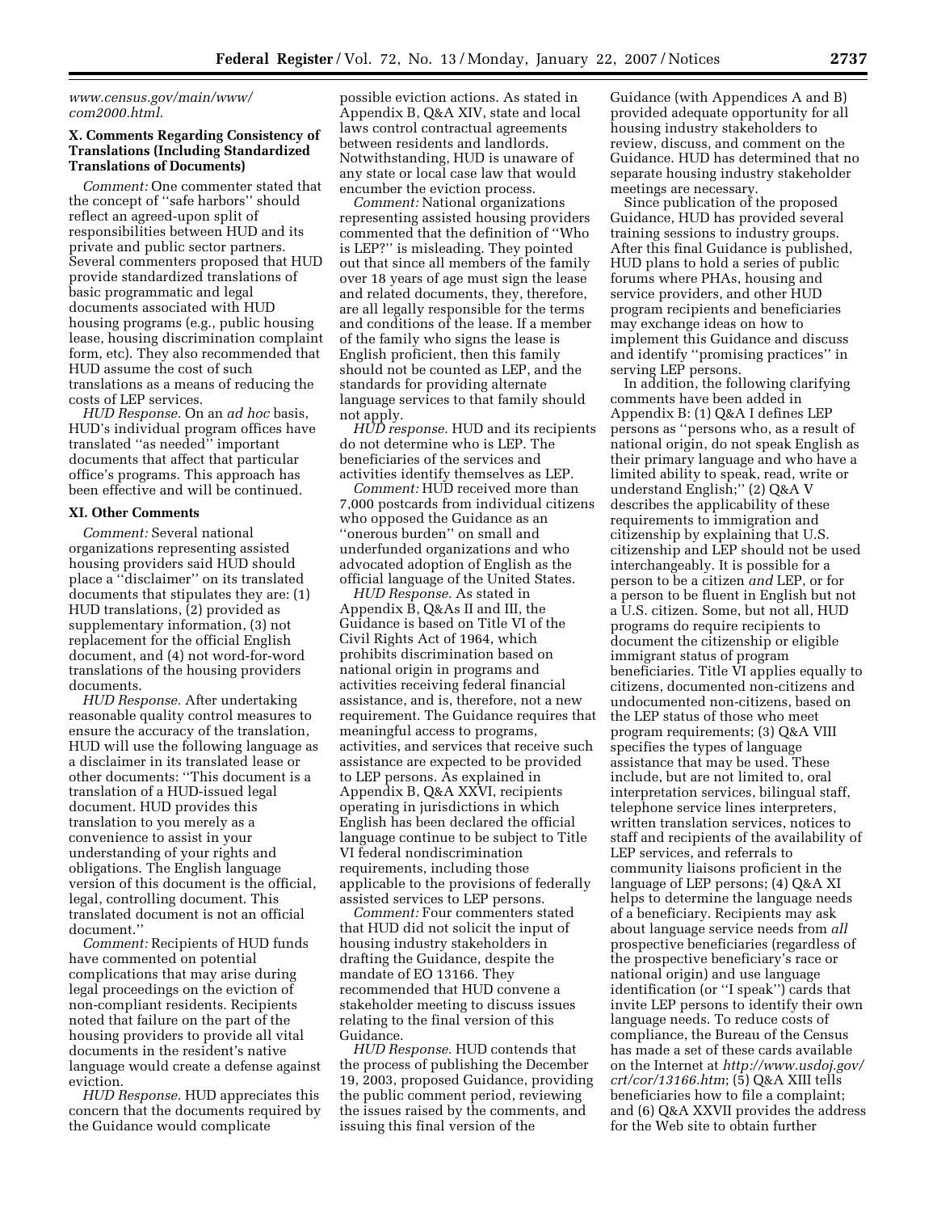*www.census.gov/main/www/com2000.html.*

### X. Comments Regarding Consistency of Translations (Including Standardized Translations of Documents)

*Comment:* One commenter stated that the concept of ''safe harbors'' should reflect an agreed-upon split of responsibilities between HUD and its private and public sector partners. Several commenters proposed that HUD provide standardized translations of basic programmatic and legal documents associated with HUD housing programs (e.g., public housing lease, housing discrimination complaint form, etc). They also recommended that HUD assume the cost of such translations as a means of reducing the costs of LEP services.

*HUD Response.* On an *ad hoc* basis, HUD's individual program offices have translated ''as needed'' important documents that affect that particular office's programs. This approach has been effective and will be continued.

### XI. Other Comments

*Comment:* Several national organizations representing assisted housing providers said HUD should place a ''disclaimer'' on its translated documents that stipulates they are: (1) HUD translations, (2) provided as supplementary information, (3) not replacement for the official English document, and (4) not word-for-word translations of the housing providers documents.

*HUD Response.* After undertaking reasonable quality control measures to ensure the accuracy of the translation, HUD will use the following language as a disclaimer in its translated lease or other documents: ''This document is a translation of a HUD-issued legal document. HUD provides this translation to you merely as a convenience to assist in your understanding of your rights and obligations. The English language version of this document is the official, legal, controlling document. This translated document is not an official document.''

*Comment:* Recipients of HUD funds have commented on potential complications that may arise during legal proceedings on the eviction of non-compliant residents. Recipients noted that failure on the part of the housing providers to provide all vital documents in the resident's native language would create a defense against eviction.

*HUD Response.* HUD appreciates this concern that the documents required by the Guidance would complicate possible eviction actions. As stated in Appendix B, Q&A XIV, state and local laws control contractual agreements between residents and landlords. Notwithstanding, HUD is unaware of any state or local case law that would encumber the eviction process.

*Comment:* National organizations representing assisted housing providers commented that the definition of ''Who is LEP?'' is misleading. They pointed out that since all members of the family over 18 years of age must sign the lease and related documents, they, therefore, are all legally responsible for the terms and conditions of the lease. If a member of the family who signs the lease is English proficient, then this family should not be counted as LEP, and the standards for providing alternate language services to that family should not apply.

*HUD response.* HUD and its recipients do not determine who is LEP. The beneficiaries of the services and activities identify themselves as LEP.

*Comment:* HUD received more than 7,000 postcards from individual citizens who opposed the Guidance as an ''onerous burden'' on small and underfunded organizations and who advocated adoption of English as the official language of the United States.

*HUD Response.* As stated in Appendix B, Q&As II and III, the Guidance is based on Title VI of the Civil Rights Act of 1964, which prohibits discrimination based on national origin in programs and activities receiving federal financial assistance, and is, therefore, not a new requirement. The Guidance requires that meaningful access to programs, activities, and services that receive such assistance are expected to be provided to LEP persons. As explained in Appendix B, Q&A XXVI, recipients operating in jurisdictions in which English has been declared the official language continue to be subject to Title VI federal nondiscrimination requirements, including those applicable to the provisions of federally assisted services to LEP persons.

*Comment:* Four commenters stated that HUD did not solicit the input of housing industry stakeholders in drafting the Guidance, despite the mandate of EO 13166. They recommended that HUD convene a stakeholder meeting to discuss issues relating to the final version of this Guidance.

*HUD Response.* HUD contends that the process of publishing the December 19, 2003, proposed Guidance, providing the public comment period, reviewing the issues raised by the comments, and issuing this final version of the Guidance (with Appendices A and B) provided adequate opportunity for all housing industry stakeholders to review, discuss, and comment on the Guidance. HUD has determined that no separate housing industry stakeholder meetings are necessary.

Since publication of the proposed Guidance, HUD has provided several training sessions to industry groups. After this final Guidance is published, HUD plans to hold a series of public forums where PHAs, housing and service providers, and other HUD program recipients and beneficiaries may exchange ideas on how to implement this Guidance and discuss and identify ''promising practices'' in serving LEP persons.

In addition, the following clarifying comments have been added in Appendix B: (1) Q&A I defines LEP persons as ''persons who, as a result of national origin, do not speak English as their primary language and who have a limited ability to speak, read, write or understand English;'' (2) Q&A V describes the applicability of these requirements to immigration and citizenship by explaining that U.S. citizenship and LEP should not be used interchangeably. It is possible for a person to be a citizen *and* LEP, or for a person to be fluent in English but not a U.S. citizen. Some, but not all, HUD programs do require recipients to document the citizenship or eligible immigrant status of program beneficiaries. Title VI applies equally to citizens, documented non-citizens and undocumented non-citizens, based on the LEP status of those who meet program requirements; (3) Q&A VIII specifies the types of language assistance that may be used. These include, but are not limited to, oral interpretation services, bilingual staff, telephone service lines interpreters, written translation services, notices to staff and recipients of the availability of LEP services, and referrals to community liaisons proficient in the language of LEP persons; (4) Q&A XI helps to determine the language needs of a beneficiary. Recipients may ask about language service needs from *all* prospective beneficiaries (regardless of the prospective beneficiary's race or national origin) and use language identification (or ''I speak'') cards that invite LEP persons to identify their own language needs. To reduce costs of compliance, the Bureau of the Census has made a set of these cards available on the Internet at *http://www.usdoj.gov/crt/cor/13166.htm*; (5) Q&A XIII tells beneficiaries how to file a complaint; and (6) Q&A XXVII provides the address for the Web site to obtain further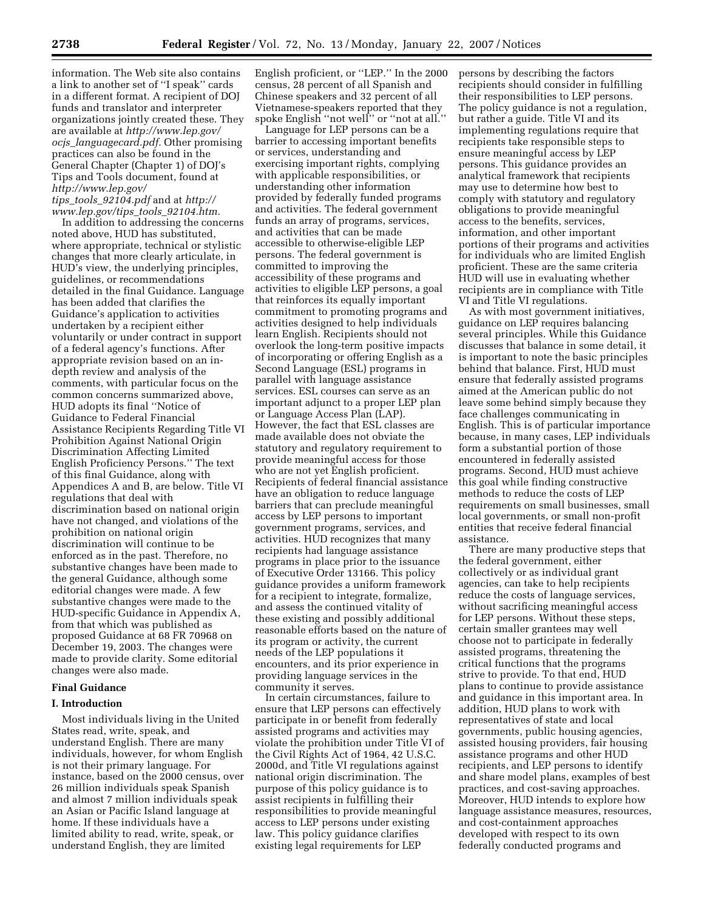information. The Web site also contains a link to another set of ''I speak'' cards in a different format. A recipient of DOJ funds and translator and interpreter organizations jointly created these. They are available at *http://www.lep.gov/ocjs_languagecard.pdf.* Other promising practices can also be found in the General Chapter (Chapter 1) of DOJ's Tips and Tools document, found at *http://www.lep.gov/tips_tools_92104.pdf* and at *http://www.lep.gov/tips_tools_92104.htm.*

In addition to addressing the concerns noted above, HUD has substituted, where appropriate, technical or stylistic changes that more clearly articulate, in HUD's view, the underlying principles, guidelines, or recommendations detailed in the final Guidance. Language has been added that clarifies the Guidance's application to activities undertaken by a recipient either voluntarily or under contract in support of a federal agency's functions. After appropriate revision based on an in-depth review and analysis of the comments, with particular focus on the common concerns summarized above, HUD adopts its final ''Notice of Guidance to Federal Financial Assistance Recipients Regarding Title VI Prohibition Against National Origin Discrimination Affecting Limited English Proficiency Persons.'' The text of this final Guidance, along with Appendices A and B, are below. Title VI regulations that deal with discrimination based on national origin have not changed, and violations of the prohibition on national origin discrimination will continue to be enforced as in the past. Therefore, no substantive changes have been made to the general Guidance, although some editorial changes were made. A few substantive changes were made to the HUD-specific Guidance in Appendix A, from that which was published as proposed Guidance at 68 FR 70968 on December 19, 2003. The changes were made to provide clarity. Some editorial changes were also made.

## Final Guidance

### I. Introduction

Most individuals living in the United States read, write, speak, and understand English. There are many individuals, however, for whom English is not their primary language. For instance, based on the 2000 census, over 26 million individuals speak Spanish and almost 7 million individuals speak an Asian or Pacific Island language at home. If these individuals have a limited ability to read, write, speak, or understand English, they are limited English proficient, or ''LEP.'' In the 2000 census, 28 percent of all Spanish and Chinese speakers and 32 percent of all Vietnamese-speakers reported that they spoke English ''not well'' or ''not at all.''

Language for LEP persons can be a barrier to accessing important benefits or services, understanding and exercising important rights, complying with applicable responsibilities, or understanding other information provided by federally funded programs and activities. The federal government funds an array of programs, services, and activities that can be made accessible to otherwise-eligible LEP persons. The federal government is committed to improving the accessibility of these programs and activities to eligible LEP persons, a goal that reinforces its equally important commitment to promoting programs and activities designed to help individuals learn English. Recipients should not overlook the long-term positive impacts of incorporating or offering English as a Second Language (ESL) programs in parallel with language assistance services. ESL courses can serve as an important adjunct to a proper LEP plan or Language Access Plan (LAP). However, the fact that ESL classes are made available does not obviate the statutory and regulatory requirement to provide meaningful access for those who are not yet English proficient. Recipients of federal financial assistance have an obligation to reduce language barriers that can preclude meaningful access by LEP persons to important government programs, services, and activities. HUD recognizes that many recipients had language assistance programs in place prior to the issuance of Executive Order 13166. This policy guidance provides a uniform framework for a recipient to integrate, formalize, and assess the continued vitality of these existing and possibly additional reasonable efforts based on the nature of its program or activity, the current needs of the LEP populations it encounters, and its prior experience in providing language services in the community it serves.

In certain circumstances, failure to ensure that LEP persons can effectively participate in or benefit from federally assisted programs and activities may violate the prohibition under Title VI of the Civil Rights Act of 1964, 42 U.S.C. 2000d, and Title VI regulations against national origin discrimination. The purpose of this policy guidance is to assist recipients in fulfilling their responsibilities to provide meaningful access to LEP persons under existing law. This policy guidance clarifies existing legal requirements for LEP persons by describing the factors recipients should consider in fulfilling their responsibilities to LEP persons. The policy guidance is not a regulation, but rather a guide. Title VI and its implementing regulations require that recipients take responsible steps to ensure meaningful access by LEP persons. This guidance provides an analytical framework that recipients may use to determine how best to comply with statutory and regulatory obligations to provide meaningful access to the benefits, services, information, and other important portions of their programs and activities for individuals who are limited English proficient. These are the same criteria HUD will use in evaluating whether recipients are in compliance with Title VI and Title VI regulations.

As with most government initiatives, guidance on LEP requires balancing several principles. While this Guidance discusses that balance in some detail, it is important to note the basic principles behind that balance. First, HUD must ensure that federally assisted programs aimed at the American public do not leave some behind simply because they face challenges communicating in English. This is of particular importance because, in many cases, LEP individuals form a substantial portion of those encountered in federally assisted programs. Second, HUD must achieve this goal while finding constructive methods to reduce the costs of LEP requirements on small businesses, small local governments, or small non-profit entities that receive federal financial assistance.

There are many productive steps that the federal government, either collectively or as individual grant agencies, can take to help recipients reduce the costs of language services, without sacrificing meaningful access for LEP persons. Without these steps, certain smaller grantees may well choose not to participate in federally assisted programs, threatening the critical functions that the programs strive to provide. To that end, HUD plans to continue to provide assistance and guidance in this important area. In addition, HUD plans to work with representatives of state and local governments, public housing agencies, assisted housing providers, fair housing assistance programs and other HUD recipients, and LEP persons to identify and share model plans, examples of best practices, and cost-saving approaches. Moreover, HUD intends to explore how language assistance measures, resources, and cost-containment approaches developed with respect to its own federally conducted programs and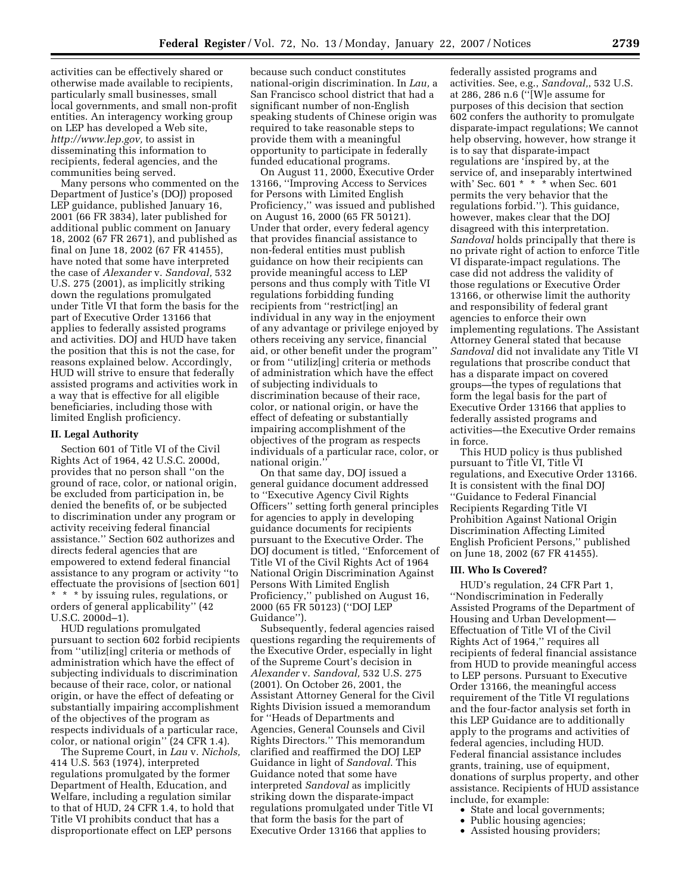activities can be effectively shared or otherwise made available to recipients, particularly small businesses, small local governments, and small non-profit entities. An interagency working group on LEP has developed a Web site, *http://www.lep.gov,* to assist in disseminating this information to recipients, federal agencies, and the communities being served.

Many persons who commented on the Department of Justice's (DOJ) proposed LEP guidance, published January 16, 2001 (66 FR 3834), later published for additional public comment on January 18, 2002 (67 FR 2671), and published as final on June 18, 2002 (67 FR 41455), have noted that some have interpreted the case of *Alexander* v. *Sandoval,* 532 U.S. 275 (2001), as implicitly striking down the regulations promulgated under Title VI that form the basis for the part of Executive Order 13166 that applies to federally assisted programs and activities. DOJ and HUD have taken the position that this is not the case, for reasons explained below. Accordingly, HUD will strive to ensure that federally assisted programs and activities work in a way that is effective for all eligible beneficiaries, including those with limited English proficiency.

### II. Legal Authority

Section 601 of Title VI of the Civil Rights Act of 1964, 42 U.S.C. 2000d, provides that no person shall ''on the ground of race, color, or national origin, be excluded from participation in, be denied the benefits of, or be subjected to discrimination under any program or activity receiving federal financial assistance.'' Section 602 authorizes and directs federal agencies that are empowered to extend federal financial assistance to any program or activity ''to effectuate the provisions of [section 601] * * * by issuing rules, regulations, or orders of general applicability'' (42 U.S.C. 2000d–1).

HUD regulations promulgated pursuant to section 602 forbid recipients from ''utiliz[ing] criteria or methods of administration which have the effect of subjecting individuals to discrimination because of their race, color, or national origin, or have the effect of defeating or substantially impairing accomplishment of the objectives of the program as respects individuals of a particular race, color, or national origin'' (24 CFR 1.4).

The Supreme Court, in *Lau* v. *Nichols,* 414 U.S. 563 (1974), interpreted regulations promulgated by the former Department of Health, Education, and Welfare, including a regulation similar to that of HUD, 24 CFR 1.4, to hold that Title VI prohibits conduct that has a disproportionate effect on LEP persons because such conduct constitutes national-origin discrimination. In *Lau,* a San Francisco school district that had a significant number of non-English speaking students of Chinese origin was required to take reasonable steps to provide them with a meaningful opportunity to participate in federally funded educational programs.

On August 11, 2000, Executive Order 13166, ''Improving Access to Services for Persons with Limited English Proficiency,'' was issued and published on August 16, 2000 (65 FR 50121). Under that order, every federal agency that provides financial assistance to non-federal entities must publish guidance on how their recipients can provide meaningful access to LEP persons and thus comply with Title VI regulations forbidding funding recipients from ''restrict[ing] an individual in any way in the enjoyment of any advantage or privilege enjoyed by others receiving any service, financial aid, or other benefit under the program'' or from ''utiliz[ing] criteria or methods of administration which have the effect of subjecting individuals to discrimination because of their race, color, or national origin, or have the effect of defeating or substantially impairing accomplishment of the objectives of the program as respects individuals of a particular race, color, or national origin.''

On that same day, DOJ issued a general guidance document addressed to ''Executive Agency Civil Rights Officers'' setting forth general principles for agencies to apply in developing guidance documents for recipients pursuant to the Executive Order. The DOJ document is titled, ''Enforcement of Title VI of the Civil Rights Act of 1964 National Origin Discrimination Against Persons With Limited English Proficiency,'' published on August 16, 2000 (65 FR 50123) (''DOJ LEP Guidance'').

Subsequently, federal agencies raised questions regarding the requirements of the Executive Order, especially in light of the Supreme Court's decision in *Alexander* v. *Sandoval,* 532 U.S. 275 (2001). On October 26, 2001, the Assistant Attorney General for the Civil Rights Division issued a memorandum for ''Heads of Departments and Agencies, General Counsels and Civil Rights Directors.'' This memorandum clarified and reaffirmed the DOJ LEP Guidance in light of *Sandoval.* This Guidance noted that some have interpreted *Sandoval* as implicitly striking down the disparate-impact regulations promulgated under Title VI that form the basis for the part of Executive Order 13166 that applies to federally assisted programs and activities. See, e.g., *Sandoval,*, 532 U.S. at 286, 286 n.6 (''[W]e assume for purposes of this decision that section 602 confers the authority to promulgate disparate-impact regulations; We cannot help observing, however, how strange it is to say that disparate-impact regulations are 'inspired by, at the service of, and inseparably intertwined with' Sec. 601 * * * when Sec. 601 permits the very behavior that the regulations forbid.''). This guidance, however, makes clear that the DOJ disagreed with this interpretation. *Sandoval* holds principally that there is no private right of action to enforce Title VI disparate-impact regulations. The case did not address the validity of those regulations or Executive Order 13166, or otherwise limit the authority and responsibility of federal grant agencies to enforce their own implementing regulations. The Assistant Attorney General stated that because *Sandoval* did not invalidate any Title VI regulations that proscribe conduct that has a disparate impact on covered groups—the types of regulations that form the legal basis for the part of Executive Order 13166 that applies to federally assisted programs and activities—the Executive Order remains in force.

This HUD policy is thus published pursuant to Title VI, Title VI regulations, and Executive Order 13166. It is consistent with the final DOJ ''Guidance to Federal Financial Recipients Regarding Title VI Prohibition Against National Origin Discrimination Affecting Limited English Proficient Persons,'' published on June 18, 2002 (67 FR 41455).

### III. Who Is Covered?

HUD's regulation, 24 CFR Part 1, ''Nondiscrimination in Federally Assisted Programs of the Department of Housing and Urban Development—Effectuation of Title VI of the Civil Rights Act of 1964,'' requires all recipients of federal financial assistance from HUD to provide meaningful access to LEP persons. Pursuant to Executive Order 13166, the meaningful access requirement of the Title VI regulations and the four-factor analysis set forth in this LEP Guidance are to additionally apply to the programs and activities of federal agencies, including HUD. Federal financial assistance includes grants, training, use of equipment, donations of surplus property, and other assistance. Recipients of HUD assistance include, for example:

- State and local governments;
- Public housing agencies;
- Assisted housing providers;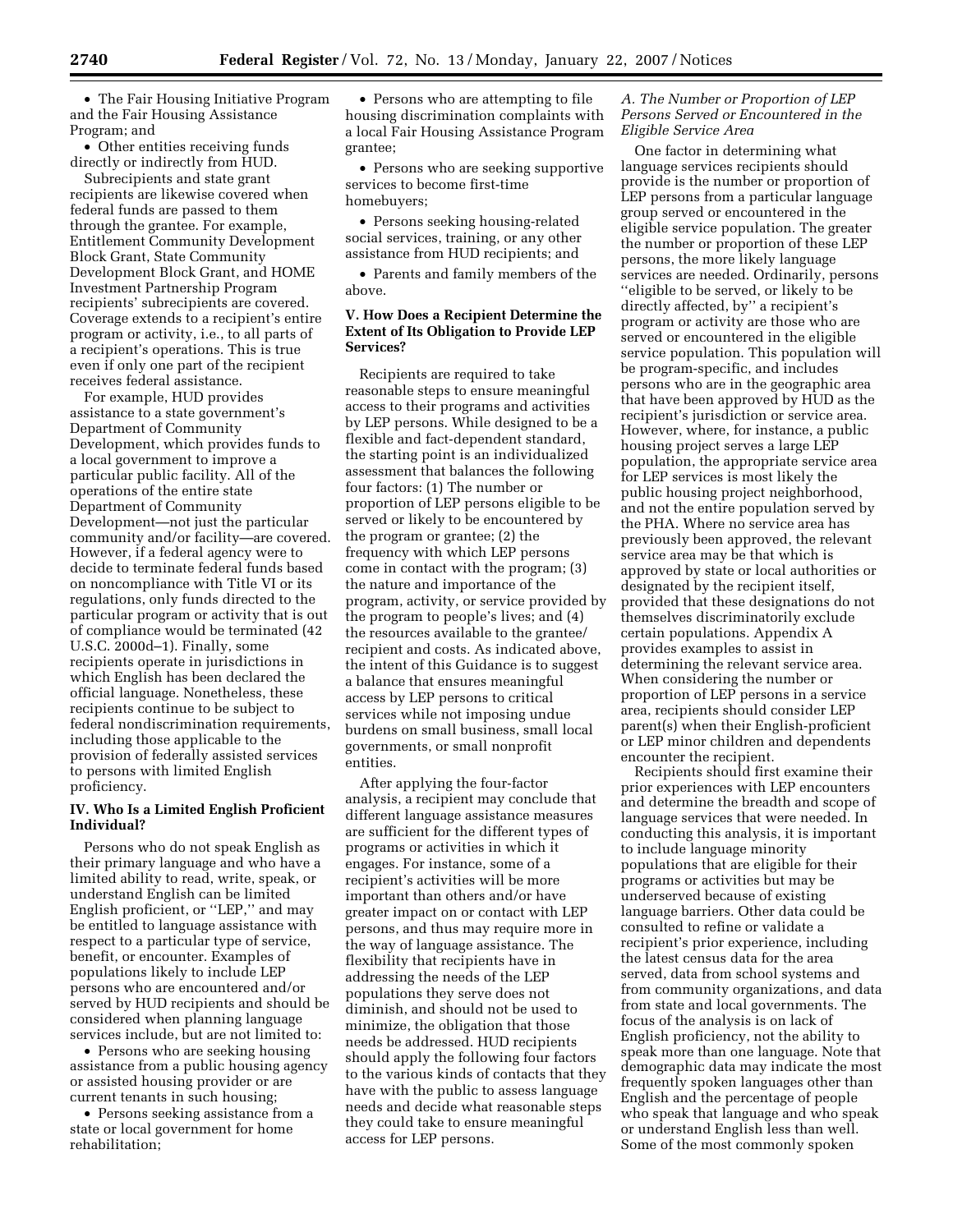- The Fair Housing Initiative Program and the Fair Housing Assistance Program; and
- Other entities receiving funds directly or indirectly from HUD.

Subrecipients and state grant recipients are likewise covered when federal funds are passed to them through the grantee. For example, Entitlement Community Development Block Grant, State Community Development Block Grant, and HOME Investment Partnership Program recipients' subrecipients are covered. Coverage extends to a recipient's entire program or activity, i.e., to all parts of a recipient's operations. This is true even if only one part of the recipient receives federal assistance.

For example, HUD provides assistance to a state government's Department of Community Development, which provides funds to a local government to improve a particular public facility. All of the operations of the entire state Department of Community Development—not just the particular community and/or facility—are covered. However, if a federal agency were to decide to terminate federal funds based on noncompliance with Title VI or its regulations, only funds directed to the particular program or activity that is out of compliance would be terminated (42 U.S.C. 2000d–1). Finally, some recipients operate in jurisdictions in which English has been declared the official language. Nonetheless, these recipients continue to be subject to federal nondiscrimination requirements, including those applicable to the provision of federally assisted services to persons with limited English proficiency.

### IV. Who Is a Limited English Proficient Individual?

Persons who do not speak English as their primary language and who have a limited ability to read, write, speak, or understand English can be limited English proficient, or "LEP," and may be entitled to language assistance with respect to a particular type of service, benefit, or encounter. Examples of populations likely to include LEP persons who are encountered and/or served by HUD recipients and should be considered when planning language services include, but are not limited to:

- Persons who are seeking housing assistance from a public housing agency or assisted housing provider or are current tenants in such housing;
- Persons seeking assistance from a state or local government for home rehabilitation;
- Persons who are attempting to file housing discrimination complaints with a local Fair Housing Assistance Program grantee;
- Persons who are seeking supportive services to become first-time homebuyers;
- Persons seeking housing-related social services, training, or any other assistance from HUD recipients; and
- Parents and family members of the above.

### V. How Does a Recipient Determine the Extent of Its Obligation to Provide LEP Services?

Recipients are required to take reasonable steps to ensure meaningful access to their programs and activities by LEP persons. While designed to be a flexible and fact-dependent standard, the starting point is an individualized assessment that balances the following four factors: (1) The number or proportion of LEP persons eligible to be served or likely to be encountered by the program or grantee; (2) the frequency with which LEP persons come in contact with the program; (3) the nature and importance of the program, activity, or service provided by the program to people's lives; and (4) the resources available to the grantee/recipient and costs. As indicated above, the intent of this Guidance is to suggest a balance that ensures meaningful access by LEP persons to critical services while not imposing undue burdens on small business, small local governments, or small nonprofit entities.

After applying the four-factor analysis, a recipient may conclude that different language assistance measures are sufficient for the different types of programs or activities in which it engages. For instance, some of a recipient's activities will be more important than others and/or have greater impact on or contact with LEP persons, and thus may require more in the way of language assistance. The flexibility that recipients have in addressing the needs of the LEP populations they serve does not diminish, and should not be used to minimize, the obligation that those needs be addressed. HUD recipients should apply the following four factors to the various kinds of contacts that they have with the public to assess language needs and decide what reasonable steps they could take to ensure meaningful access for LEP persons.

#### *A. The Number or Proportion of LEP Persons Served or Encountered in the Eligible Service Area*

One factor in determining what language services recipients should provide is the number or proportion of LEP persons from a particular language group served or encountered in the eligible service population. The greater the number or proportion of these LEP persons, the more likely language services are needed. Ordinarily, persons "eligible to be served, or likely to be directly affected, by" a recipient's program or activity are those who are served or encountered in the eligible service population. This population will be program-specific, and includes persons who are in the geographic area that have been approved by HUD as the recipient's jurisdiction or service area. However, where, for instance, a public housing project serves a large LEP population, the appropriate service area for LEP services is most likely the public housing project neighborhood, and not the entire population served by the PHA. Where no service area has previously been approved, the relevant service area may be that which is approved by state or local authorities or designated by the recipient itself, provided that these designations do not themselves discriminatorily exclude certain populations. Appendix A provides examples to assist in determining the relevant service area. When considering the number or proportion of LEP persons in a service area, recipients should consider LEP parent(s) when their English-proficient or LEP minor children and dependents encounter the recipient.

Recipients should first examine their prior experiences with LEP encounters and determine the breadth and scope of language services that were needed. In conducting this analysis, it is important to include language minority populations that are eligible for their programs or activities but may be underserved because of existing language barriers. Other data could be consulted to refine or validate a recipient's prior experience, including the latest census data for the area served, data from school systems and from community organizations, and data from state and local governments. The focus of the analysis is on lack of English proficiency, not the ability to speak more than one language. Note that demographic data may indicate the most frequently spoken languages other than English and the percentage of people who speak that language and who speak or understand English less than well. Some of the most commonly spoken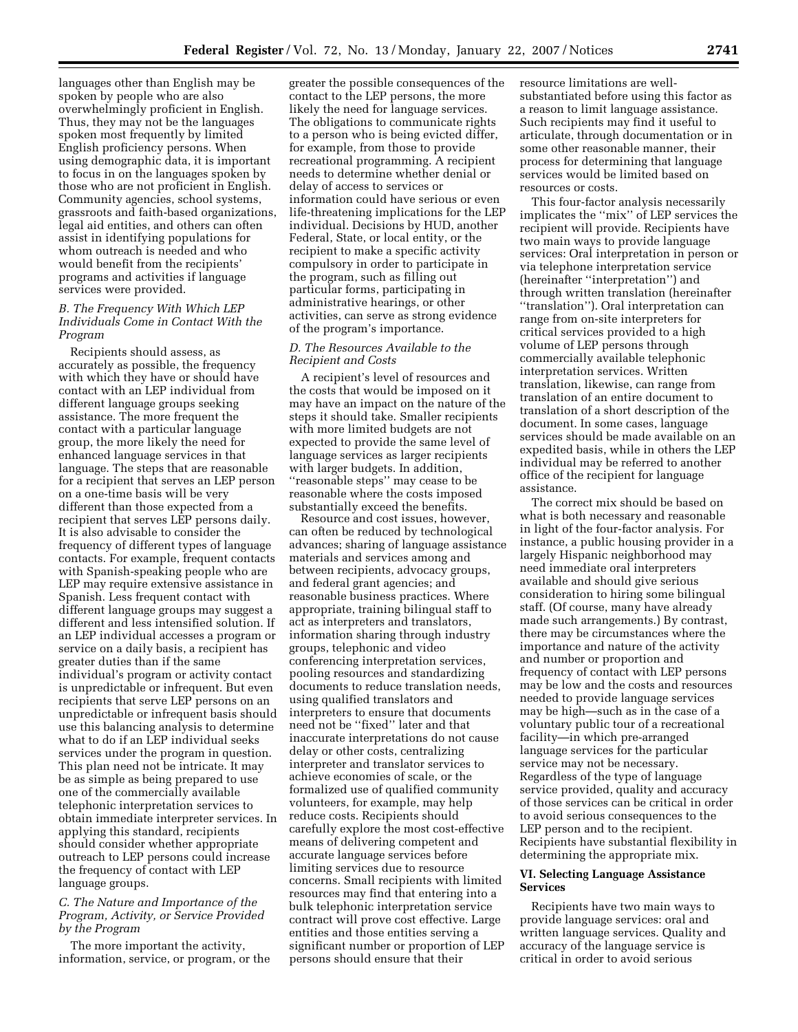languages other than English may be spoken by people who are also overwhelmingly proficient in English. Thus, they may not be the languages spoken most frequently by limited English proficiency persons. When using demographic data, it is important to focus in on the languages spoken by those who are not proficient in English. Community agencies, school systems, grassroots and faith-based organizations, legal aid entities, and others can often assist in identifying populations for whom outreach is needed and who would benefit from the recipients' programs and activities if language services were provided.

### *B. The Frequency With Which LEP Individuals Come in Contact With the Program*

Recipients should assess, as accurately as possible, the frequency with which they have or should have contact with an LEP individual from different language groups seeking assistance. The more frequent the contact with a particular language group, the more likely the need for enhanced language services in that language. The steps that are reasonable for a recipient that serves an LEP person on a one-time basis will be very different than those expected from a recipient that serves LEP persons daily. It is also advisable to consider the frequency of different types of language contacts. For example, frequent contacts with Spanish-speaking people who are LEP may require extensive assistance in Spanish. Less frequent contact with different language groups may suggest a different and less intensified solution. If an LEP individual accesses a program or service on a daily basis, a recipient has greater duties than if the same individual's program or activity contact is unpredictable or infrequent. But even recipients that serve LEP persons on an unpredictable or infrequent basis should use this balancing analysis to determine what to do if an LEP individual seeks services under the program in question. This plan need not be intricate. It may be as simple as being prepared to use one of the commercially available telephonic interpretation services to obtain immediate interpreter services. In applying this standard, recipients should consider whether appropriate outreach to LEP persons could increase the frequency of contact with LEP language groups.

### *C. The Nature and Importance of the Program, Activity, or Service Provided by the Program*

The more important the activity, information, service, or program, or the greater the possible consequences of the contact to the LEP persons, the more likely the need for language services. The obligations to communicate rights to a person who is being evicted differ, for example, from those to provide recreational programming. A recipient needs to determine whether denial or delay of access to services or information could have serious or even life-threatening implications for the LEP individual. Decisions by HUD, another Federal, State, or local entity, or the recipient to make a specific activity compulsory in order to participate in the program, such as filling out particular forms, participating in administrative hearings, or other activities, can serve as strong evidence of the program's importance.

### *D. The Resources Available to the Recipient and Costs*

A recipient's level of resources and the costs that would be imposed on it may have an impact on the nature of the steps it should take. Smaller recipients with more limited budgets are not expected to provide the same level of language services as larger recipients with larger budgets. In addition, "reasonable steps" may cease to be reasonable where the costs imposed substantially exceed the benefits.

Resource and cost issues, however, can often be reduced by technological advances; sharing of language assistance materials and services among and between recipients, advocacy groups, and federal grant agencies; and reasonable business practices. Where appropriate, training bilingual staff to act as interpreters and translators, information sharing through industry groups, telephonic and video conferencing interpretation services, pooling resources and standardizing documents to reduce translation needs, using qualified translators and interpreters to ensure that documents need not be "fixed" later and that inaccurate interpretations do not cause delay or other costs, centralizing interpreter and translator services to achieve economies of scale, or the formalized use of qualified community volunteers, for example, may help reduce costs. Recipients should carefully explore the most cost-effective means of delivering competent and accurate language services before limiting services due to resource concerns. Small recipients with limited resources may find that entering into a bulk telephonic interpretation service contract will prove cost effective. Large entities and those entities serving a significant number or proportion of LEP persons should ensure that their resource limitations are well-substantiated before using this factor as a reason to limit language assistance. Such recipients may find it useful to articulate, through documentation or in some other reasonable manner, their process for determining that language services would be limited based on resources or costs.

This four-factor analysis necessarily implicates the "mix" of LEP services the recipient will provide. Recipients have two main ways to provide language services: Oral interpretation in person or via telephone interpretation service (hereinafter "interpretation") and through written translation (hereinafter "translation"). Oral interpretation can range from on-site interpreters for critical services provided to a high volume of LEP persons through commercially available telephonic interpretation services. Written translation, likewise, can range from translation of an entire document to translation of a short description of the document. In some cases, language services should be made available on an expedited basis, while in others the LEP individual may be referred to another office of the recipient for language assistance.

The correct mix should be based on what is both necessary and reasonable in light of the four-factor analysis. For instance, a public housing provider in a largely Hispanic neighborhood may need immediate oral interpreters available and should give serious consideration to hiring some bilingual staff. (Of course, many have already made such arrangements.) By contrast, there may be circumstances where the importance and nature of the activity and number or proportion and frequency of contact with LEP persons may be low and the costs and resources needed to provide language services may be high—such as in the case of a voluntary public tour of a recreational facility—in which pre-arranged language services for the particular service may not be necessary. Regardless of the type of language service provided, quality and accuracy of those services can be critical in order to avoid serious consequences to the LEP person and to the recipient. Recipients have substantial flexibility in determining the appropriate mix.

## VI. Selecting Language Assistance Services

Recipients have two main ways to provide language services: oral and written language services. Quality and accuracy of the language service is critical in order to avoid serious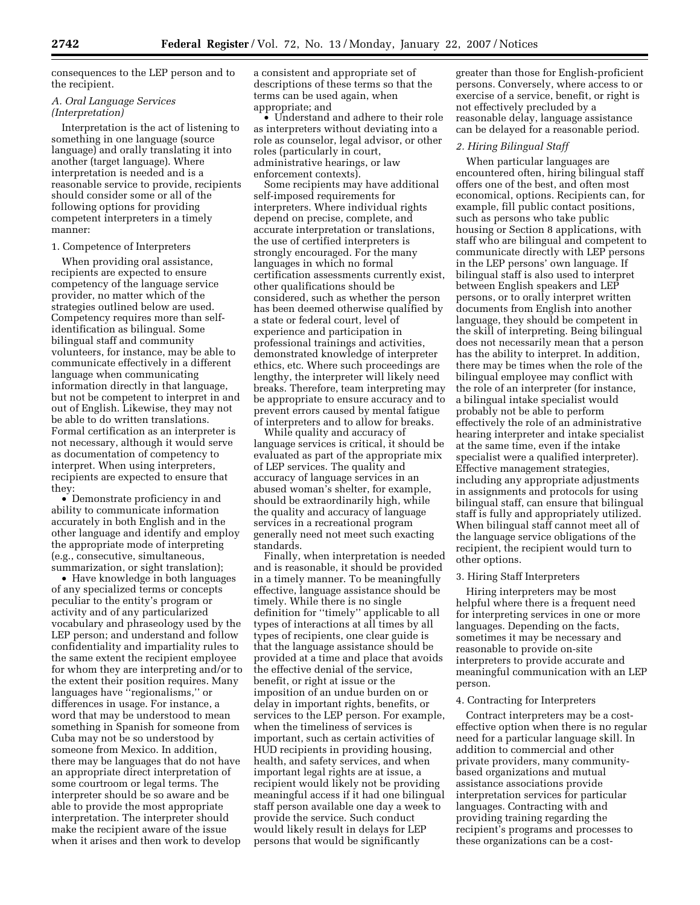consequences to the LEP person and to the recipient.

### *A. Oral Language Services (Interpretation)*

Interpretation is the act of listening to something in one language (source language) and orally translating it into another (target language). Where interpretation is needed and is a reasonable service to provide, recipients should consider some or all of the following options for providing competent interpreters in a timely manner:

#### 1. Competence of Interpreters

When providing oral assistance, recipients are expected to ensure competency of the language service provider, no matter which of the strategies outlined below are used. Competency requires more than self-identification as bilingual. Some bilingual staff and community volunteers, for instance, may be able to communicate effectively in a different language when communicating information directly in that language, but not be competent to interpret in and out of English. Likewise, they may not be able to do written translations. Formal certification as an interpreter is not necessary, although it would serve as documentation of competency to interpret. When using interpreters, recipients are expected to ensure that they:

- Demonstrate proficiency in and ability to communicate information accurately in both English and in the other language and identify and employ the appropriate mode of interpreting (e.g., consecutive, simultaneous, summarization, or sight translation);
- Have knowledge in both languages of any specialized terms or concepts peculiar to the entity's program or activity and of any particularized vocabulary and phraseology used by the LEP person; and understand and follow confidentiality and impartiality rules to the same extent the recipient employee for whom they are interpreting and/or to the extent their position requires. Many languages have ''regionalisms,'' or differences in usage. For instance, a word that may be understood to mean something in Spanish for someone from Cuba may not be so understood by someone from Mexico. In addition, there may be languages that do not have an appropriate direct interpretation of some courtroom or legal terms. The interpreter should be so aware and be able to provide the most appropriate interpretation. The interpreter should make the recipient aware of the issue when it arises and then work to develop a consistent and appropriate set of descriptions of these terms so that the terms can be used again, when appropriate; and
- Understand and adhere to their role as interpreters without deviating into a role as counselor, legal advisor, or other roles (particularly in court, administrative hearings, or law enforcement contexts).

Some recipients may have additional self-imposed requirements for interpreters. Where individual rights depend on precise, complete, and accurate interpretation or translations, the use of certified interpreters is strongly encouraged. For the many languages in which no formal certification assessments currently exist, other qualifications should be considered, such as whether the person has been deemed otherwise qualified by a state or federal court, level of experience and participation in professional trainings and activities, demonstrated knowledge of interpreter ethics, etc. Where such proceedings are lengthy, the interpreter will likely need breaks. Therefore, team interpreting may be appropriate to ensure accuracy and to prevent errors caused by mental fatigue of interpreters and to allow for breaks.

While quality and accuracy of language services is critical, it should be evaluated as part of the appropriate mix of LEP services. The quality and accuracy of language services in an abused woman's shelter, for example, should be extraordinarily high, while the quality and accuracy of language services in a recreational program generally need not meet such exacting standards.

Finally, when interpretation is needed and is reasonable, it should be provided in a timely manner. To be meaningfully effective, language assistance should be timely. While there is no single definition for ''timely'' applicable to all types of interactions at all times by all types of recipients, one clear guide is that the language assistance should be provided at a time and place that avoids the effective denial of the service, benefit, or right at issue or the imposition of an undue burden on or delay in important rights, benefits, or services to the LEP person. For example, when the timeliness of services is important, such as certain activities of HUD recipients in providing housing, health, and safety services, and when important legal rights are at issue, a recipient would likely not be providing meaningful access if it had one bilingual staff person available one day a week to provide the service. Such conduct would likely result in delays for LEP persons that would be significantly greater than those for English-proficient persons. Conversely, where access to or exercise of a service, benefit, or right is not effectively precluded by a reasonable delay, language assistance can be delayed for a reasonable period.

#### *2. Hiring Bilingual Staff*

When particular languages are encountered often, hiring bilingual staff offers one of the best, and often most economical, options. Recipients can, for example, fill public contact positions, such as persons who take public housing or Section 8 applications, with staff who are bilingual and competent to communicate directly with LEP persons in the LEP persons' own language. If bilingual staff is also used to interpret between English speakers and LEP persons, or to orally interpret written documents from English into another language, they should be competent in the skill of interpreting. Being bilingual does not necessarily mean that a person has the ability to interpret. In addition, there may be times when the role of the bilingual employee may conflict with the role of an interpreter (for instance, a bilingual intake specialist would probably not be able to perform effectively the role of an administrative hearing interpreter and intake specialist at the same time, even if the intake specialist were a qualified interpreter). Effective management strategies, including any appropriate adjustments in assignments and protocols for using bilingual staff, can ensure that bilingual staff is fully and appropriately utilized. When bilingual staff cannot meet all of the language service obligations of the recipient, the recipient would turn to other options.

#### 3. Hiring Staff Interpreters

Hiring interpreters may be most helpful where there is a frequent need for interpreting services in one or more languages. Depending on the facts, sometimes it may be necessary and reasonable to provide on-site interpreters to provide accurate and meaningful communication with an LEP person.

#### 4. Contracting for Interpreters

Contract interpreters may be a cost-effective option when there is no regular need for a particular language skill. In addition to commercial and other private providers, many community-based organizations and mutual assistance associations provide interpretation services for particular languages. Contracting with and providing training regarding the recipient's programs and processes to these organizations can be a cost-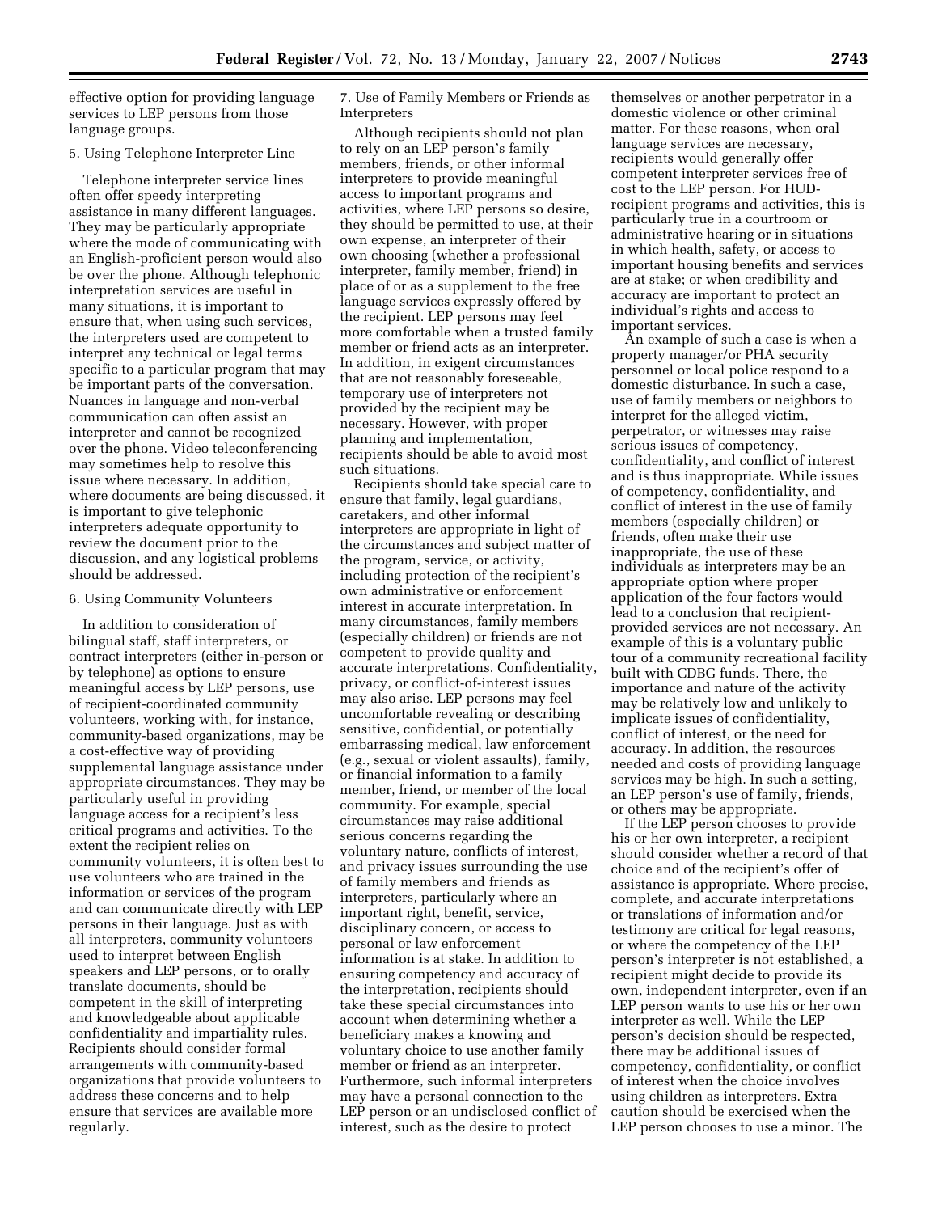effective option for providing language services to LEP persons from those language groups.

5. Using Telephone Interpreter Line

Telephone interpreter service lines often offer speedy interpreting assistance in many different languages. They may be particularly appropriate where the mode of communicating with an English-proficient person would also be over the phone. Although telephonic interpretation services are useful in many situations, it is important to ensure that, when using such services, the interpreters used are competent to interpret any technical or legal terms specific to a particular program that may be important parts of the conversation. Nuances in language and non-verbal communication can often assist an interpreter and cannot be recognized over the phone. Video teleconferencing may sometimes help to resolve this issue where necessary. In addition, where documents are being discussed, it is important to give telephonic interpreters adequate opportunity to review the document prior to the discussion, and any logistical problems should be addressed.

6. Using Community Volunteers

In addition to consideration of bilingual staff, staff interpreters, or contract interpreters (either in-person or by telephone) as options to ensure meaningful access by LEP persons, use of recipient-coordinated community volunteers, working with, for instance, community-based organizations, may be a cost-effective way of providing supplemental language assistance under appropriate circumstances. They may be particularly useful in providing language access for a recipient's less critical programs and activities. To the extent the recipient relies on community volunteers, it is often best to use volunteers who are trained in the information or services of the program and can communicate directly with LEP persons in their language. Just as with all interpreters, community volunteers used to interpret between English speakers and LEP persons, or to orally translate documents, should be competent in the skill of interpreting and knowledgeable about applicable confidentiality and impartiality rules. Recipients should consider formal arrangements with community-based organizations that provide volunteers to address these concerns and to help ensure that services are available more regularly.

7. Use of Family Members or Friends as Interpreters

Although recipients should not plan to rely on an LEP person's family members, friends, or other informal interpreters to provide meaningful access to important programs and activities, where LEP persons so desire, they should be permitted to use, at their own expense, an interpreter of their own choosing (whether a professional interpreter, family member, friend) in place of or as a supplement to the free language services expressly offered by the recipient. LEP persons may feel more comfortable when a trusted family member or friend acts as an interpreter. In addition, in exigent circumstances that are not reasonably foreseeable, temporary use of interpreters not provided by the recipient may be necessary. However, with proper planning and implementation, recipients should be able to avoid most such situations.

Recipients should take special care to ensure that family, legal guardians, caretakers, and other informal interpreters are appropriate in light of the circumstances and subject matter of the program, service, or activity, including protection of the recipient's own administrative or enforcement interest in accurate interpretation. In many circumstances, family members (especially children) or friends are not competent to provide quality and accurate interpretations. Confidentiality, privacy, or conflict-of-interest issues may also arise. LEP persons may feel uncomfortable revealing or describing sensitive, confidential, or potentially embarrassing medical, law enforcement (e.g., sexual or violent assaults), family, or financial information to a family member, friend, or member of the local community. For example, special circumstances may raise additional serious concerns regarding the voluntary nature, conflicts of interest, and privacy issues surrounding the use of family members and friends as interpreters, particularly where an important right, benefit, service, disciplinary concern, or access to personal or law enforcement information is at stake. In addition to ensuring competency and accuracy of the interpretation, recipients should take these special circumstances into account when determining whether a beneficiary makes a knowing and voluntary choice to use another family member or friend as an interpreter. Furthermore, such informal interpreters may have a personal connection to the LEP person or an undisclosed conflict of interest, such as the desire to protect themselves or another perpetrator in a domestic violence or other criminal matter. For these reasons, when oral language services are necessary, recipients would generally offer competent interpreter services free of cost to the LEP person. For HUD-recipient programs and activities, this is particularly true in a courtroom or administrative hearing or in situations in which health, safety, or access to important housing benefits and services are at stake; or when credibility and accuracy are important to protect an individual's rights and access to important services.

An example of such a case is when a property manager/or PHA security personnel or local police respond to a domestic disturbance. In such a case, use of family members or neighbors to interpret for the alleged victim, perpetrator, or witnesses may raise serious issues of competency, confidentiality, and conflict of interest and is thus inappropriate. While issues of competency, confidentiality, and conflict of interest in the use of family members (especially children) or friends, often make their use inappropriate, the use of these individuals as interpreters may be an appropriate option where proper application of the four factors would lead to a conclusion that recipient-provided services are not necessary. An example of this is a voluntary public tour of a community recreational facility built with CDBG funds. There, the importance and nature of the activity may be relatively low and unlikely to implicate issues of confidentiality, conflict of interest, or the need for accuracy. In addition, the resources needed and costs of providing language services may be high. In such a setting, an LEP person's use of family, friends, or others may be appropriate.

If the LEP person chooses to provide his or her own interpreter, a recipient should consider whether a record of that choice and of the recipient's offer of assistance is appropriate. Where precise, complete, and accurate interpretations or translations of information and/or testimony are critical for legal reasons, or where the competency of the LEP person's interpreter is not established, a recipient might decide to provide its own, independent interpreter, even if an LEP person wants to use his or her own interpreter as well. While the LEP person's decision should be respected, there may be additional issues of competency, confidentiality, or conflict of interest when the choice involves using children as interpreters. Extra caution should be exercised when the LEP person chooses to use a minor. The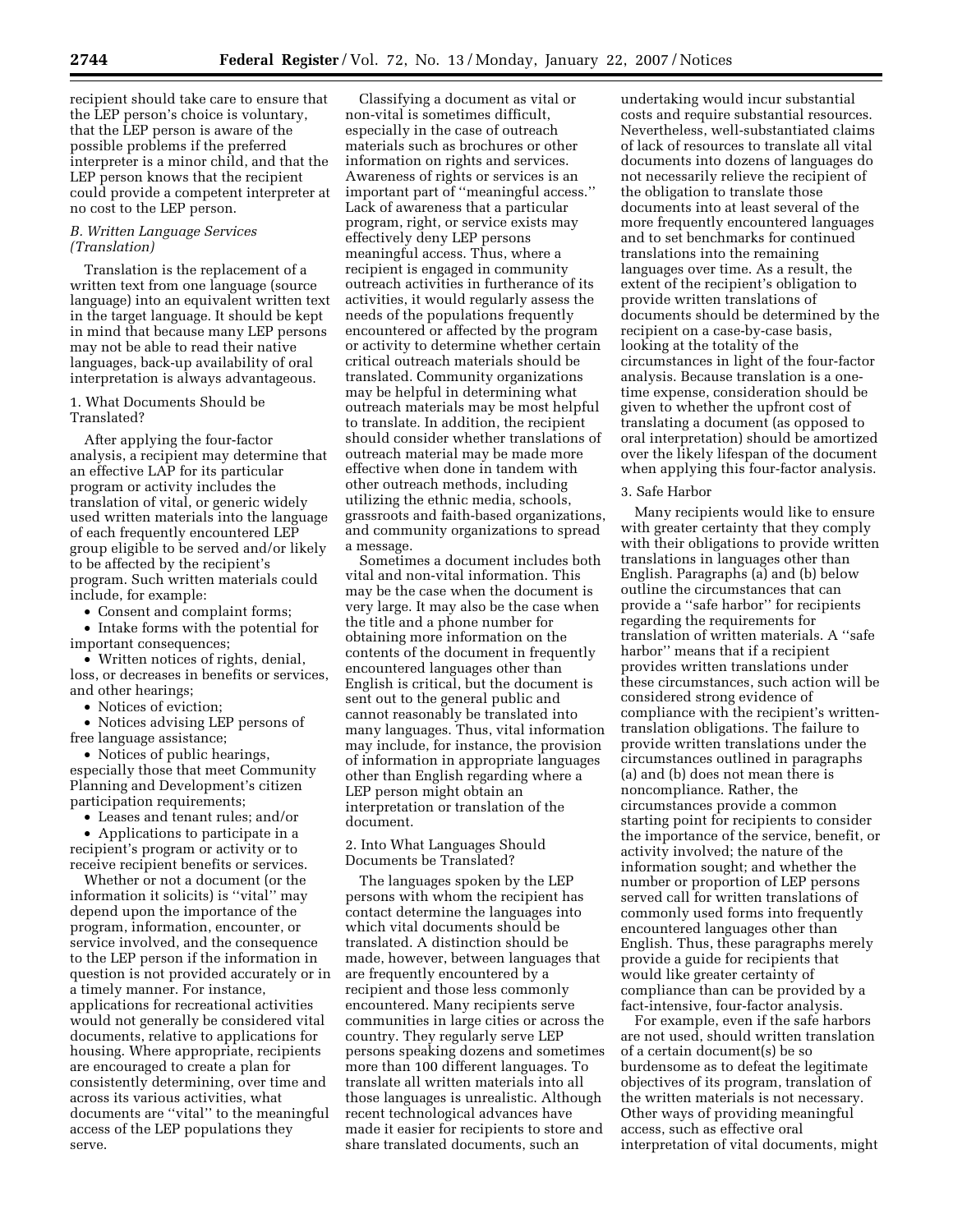recipient should take care to ensure that the LEP person's choice is voluntary, that the LEP person is aware of the possible problems if the preferred interpreter is a minor child, and that the LEP person knows that the recipient could provide a competent interpreter at no cost to the LEP person.

### *B. Written Language Services (Translation)*

Translation is the replacement of a written text from one language (source language) into an equivalent written text in the target language. It should be kept in mind that because many LEP persons may not be able to read their native languages, back-up availability of oral interpretation is always advantageous.

#### 1. What Documents Should be Translated?

After applying the four-factor analysis, a recipient may determine that an effective LAP for its particular program or activity includes the translation of vital, or generic widely used written materials into the language of each frequently encountered LEP group eligible to be served and/or likely to be affected by the recipient's program. Such written materials could include, for example:

- Consent and complaint forms;
- Intake forms with the potential for important consequences;
- Written notices of rights, denial, loss, or decreases in benefits or services, and other hearings;
- Notices of eviction;
- Notices advising LEP persons of free language assistance;
- Notices of public hearings, especially those that meet Community Planning and Development's citizen participation requirements;
- Leases and tenant rules; and/or
- Applications to participate in a recipient's program or activity or to receive recipient benefits or services.

Whether or not a document (or the information it solicits) is "vital" may depend upon the importance of the program, information, encounter, or service involved, and the consequence to the LEP person if the information in question is not provided accurately or in a timely manner. For instance, applications for recreational activities would not generally be considered vital documents, relative to applications for housing. Where appropriate, recipients are encouraged to create a plan for consistently determining, over time and across its various activities, what documents are "vital" to the meaningful access of the LEP populations they serve.

Classifying a document as vital or non-vital is sometimes difficult, especially in the case of outreach materials such as brochures or other information on rights and services. Awareness of rights or services is an important part of "meaningful access." Lack of awareness that a particular program, right, or service exists may effectively deny LEP persons meaningful access. Thus, where a recipient is engaged in community outreach activities in furtherance of its activities, it would regularly assess the needs of the populations frequently encountered or affected by the program or activity to determine whether certain critical outreach materials should be translated. Community organizations may be helpful in determining what outreach materials may be most helpful to translate. In addition, the recipient should consider whether translations of outreach material may be made more effective when done in tandem with other outreach methods, including utilizing the ethnic media, schools, grassroots and faith-based organizations, and community organizations to spread a message.

Sometimes a document includes both vital and non-vital information. This may be the case when the document is very large. It may also be the case when the title and a phone number for obtaining more information on the contents of the document in frequently encountered languages other than English is critical, but the document is sent out to the general public and cannot reasonably be translated into many languages. Thus, vital information may include, for instance, the provision of information in appropriate languages other than English regarding where a LEP person might obtain an interpretation or translation of the document.

#### 2. Into What Languages Should Documents be Translated?

The languages spoken by the LEP persons with whom the recipient has contact determine the languages into which vital documents should be translated. A distinction should be made, however, between languages that are frequently encountered by a recipient and those less commonly encountered. Many recipients serve communities in large cities or across the country. They regularly serve LEP persons speaking dozens and sometimes more than 100 different languages. To translate all written materials into all those languages is unrealistic. Although recent technological advances have made it easier for recipients to store and share translated documents, such an undertaking would incur substantial costs and require substantial resources. Nevertheless, well-substantiated claims of lack of resources to translate all vital documents into dozens of languages do not necessarily relieve the recipient of the obligation to translate those documents into at least several of the more frequently encountered languages and to set benchmarks for continued translations into the remaining languages over time. As a result, the extent of the recipient's obligation to provide written translations of documents should be determined by the recipient on a case-by-case basis, looking at the totality of the circumstances in light of the four-factor analysis. Because translation is a one-time expense, consideration should be given to whether the upfront cost of translating a document (as opposed to oral interpretation) should be amortized over the likely lifespan of the document when applying this four-factor analysis.

#### 3. Safe Harbor

Many recipients would like to ensure with greater certainty that they comply with their obligations to provide written translations in languages other than English. Paragraphs (a) and (b) below outline the circumstances that can provide a "safe harbor" for recipients regarding the requirements for translation of written materials. A "safe harbor" means that if a recipient provides written translations under these circumstances, such action will be considered strong evidence of compliance with the recipient's written-translation obligations. The failure to provide written translations under the circumstances outlined in paragraphs (a) and (b) does not mean there is noncompliance. Rather, the circumstances provide a common starting point for recipients to consider the importance of the service, benefit, or activity involved; the nature of the information sought; and whether the number or proportion of LEP persons served call for written translations of commonly used forms into frequently encountered languages other than English. Thus, these paragraphs merely provide a guide for recipients that would like greater certainty of compliance than can be provided by a fact-intensive, four-factor analysis.

For example, even if the safe harbors are not used, should written translation of a certain document(s) be so burdensome as to defeat the legitimate objectives of its program, translation of the written materials is not necessary. Other ways of providing meaningful access, such as effective oral interpretation of vital documents, might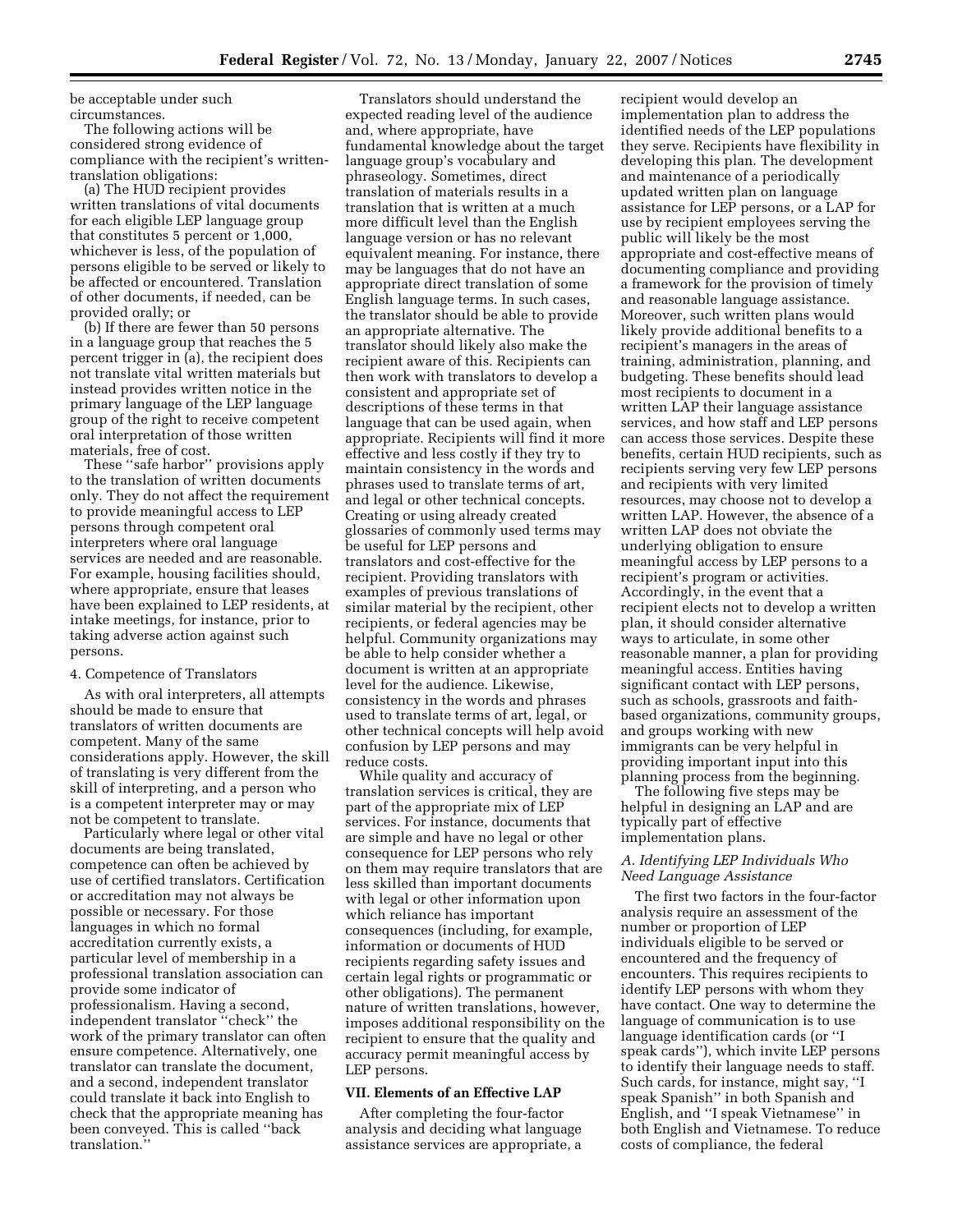be acceptable under such circumstances.

The following actions will be considered strong evidence of compliance with the recipient's written-translation obligations:

(a) The HUD recipient provides written translations of vital documents for each eligible LEP language group that constitutes 5 percent or 1,000, whichever is less, of the population of persons eligible to be served or likely to be affected or encountered. Translation of other documents, if needed, can be provided orally; or

(b) If there are fewer than 50 persons in a language group that reaches the 5 percent trigger in (a), the recipient does not translate vital written materials but instead provides written notice in the primary language of the LEP language group of the right to receive competent oral interpretation of those written materials, free of cost.

These ''safe harbor'' provisions apply to the translation of written documents only. They do not affect the requirement to provide meaningful access to LEP persons through competent oral interpreters where oral language services are needed and are reasonable. For example, housing facilities should, where appropriate, ensure that leases have been explained to LEP residents, at intake meetings, for instance, prior to taking adverse action against such persons.

4. Competence of Translators

As with oral interpreters, all attempts should be made to ensure that translators of written documents are competent. Many of the same considerations apply. However, the skill of translating is very different from the skill of interpreting, and a person who is a competent interpreter may or may not be competent to translate.

Particularly where legal or other vital documents are being translated, competence can often be achieved by use of certified translators. Certification or accreditation may not always be possible or necessary. For those languages in which no formal accreditation currently exists, a particular level of membership in a professional translation association can provide some indicator of professionalism. Having a second, independent translator ''check'' the work of the primary translator can often ensure competence. Alternatively, one translator can translate the document, and a second, independent translator could translate it back into English to check that the appropriate meaning has been conveyed. This is called ''back translation.''

Translators should understand the expected reading level of the audience and, where appropriate, have fundamental knowledge about the target language group's vocabulary and phraseology. Sometimes, direct translation of materials results in a translation that is written at a much more difficult level than the English language version or has no relevant equivalent meaning. For instance, there may be languages that do not have an appropriate direct translation of some English language terms. In such cases, the translator should be able to provide an appropriate alternative. The translator should likely also make the recipient aware of this. Recipients can then work with translators to develop a consistent and appropriate set of descriptions of these terms in that language that can be used again, when appropriate. Recipients will find it more effective and less costly if they try to maintain consistency in the words and phrases used to translate terms of art, and legal or other technical concepts. Creating or using already created glossaries of commonly used terms may be useful for LEP persons and translators and cost-effective for the recipient. Providing translators with examples of previous translations of similar material by the recipient, other recipients, or federal agencies may be helpful. Community organizations may be able to help consider whether a document is written at an appropriate level for the audience. Likewise, consistency in the words and phrases used to translate terms of art, legal, or other technical concepts will help avoid confusion by LEP persons and may reduce costs.

While quality and accuracy of translation services is critical, they are part of the appropriate mix of LEP services. For instance, documents that are simple and have no legal or other consequence for LEP persons who rely on them may require translators that are less skilled than important documents with legal or other information upon which reliance has important consequences (including, for example, information or documents of HUD recipients regarding safety issues and certain legal rights or programmatic or other obligations). The permanent nature of written translations, however, imposes additional responsibility on the recipient to ensure that the quality and accuracy permit meaningful access by LEP persons.

## VII. Elements of an Effective LAP

After completing the four-factor analysis and deciding what language assistance services are appropriate, a recipient would develop an implementation plan to address the identified needs of the LEP populations they serve. Recipients have flexibility in developing this plan. The development and maintenance of a periodically updated written plan on language assistance for LEP persons, or a LAP for use by recipient employees serving the public will likely be the most appropriate and cost-effective means of documenting compliance and providing a framework for the provision of timely and reasonable language assistance. Moreover, such written plans would likely provide additional benefits to a recipient's managers in the areas of training, administration, planning, and budgeting. These benefits should lead most recipients to document in a written LAP their language assistance services, and how staff and LEP persons can access those services. Despite these benefits, certain HUD recipients, such as recipients serving very few LEP persons and recipients with very limited resources, may choose not to develop a written LAP. However, the absence of a written LAP does not obviate the underlying obligation to ensure meaningful access by LEP persons to a recipient's program or activities. Accordingly, in the event that a recipient elects not to develop a written plan, it should consider alternative ways to articulate, in some other reasonable manner, a plan for providing meaningful access. Entities having significant contact with LEP persons, such as schools, grassroots and faith-based organizations, community groups, and groups working with new immigrants can be very helpful in providing important input into this planning process from the beginning.

The following five steps may be helpful in designing an LAP and are typically part of effective implementation plans.

### *A. Identifying LEP Individuals Who Need Language Assistance*

The first two factors in the four-factor analysis require an assessment of the number or proportion of LEP individuals eligible to be served or encountered and the frequency of encounters. This requires recipients to identify LEP persons with whom they have contact. One way to determine the language of communication is to use language identification cards (or ''I speak cards''), which invite LEP persons to identify their language needs to staff. Such cards, for instance, might say, ''I speak Spanish'' in both Spanish and English, and ''I speak Vietnamese'' in both English and Vietnamese. To reduce costs of compliance, the federal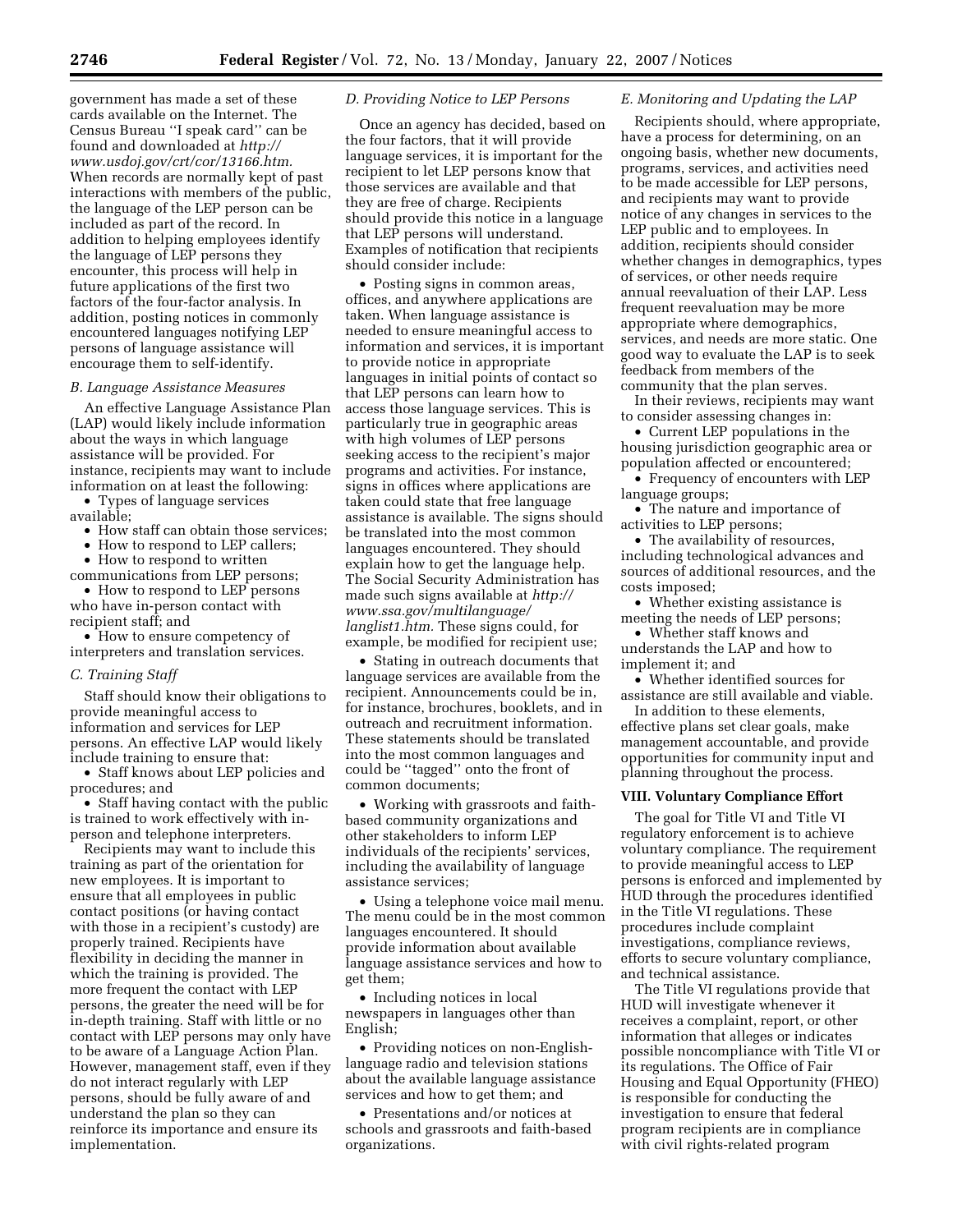government has made a set of these cards available on the Internet. The Census Bureau ''I speak card'' can be found and downloaded at *http://www.usdoj.gov/crt/cor/13166.htm.* When records are normally kept of past interactions with members of the public, the language of the LEP person can be included as part of the record. In addition to helping employees identify the language of LEP persons they encounter, this process will help in future applications of the first two factors of the four-factor analysis. In addition, posting notices in commonly encountered languages notifying LEP persons of language assistance will encourage them to self-identify.

### *B. Language Assistance Measures*

An effective Language Assistance Plan (LAP) would likely include information about the ways in which language assistance will be provided. For instance, recipients may want to include information on at least the following:

- Types of language services available;
- How staff can obtain those services;
- How to respond to LEP callers;
- How to respond to written communications from LEP persons;
- How to respond to LEP persons who have in-person contact with recipient staff; and
- How to ensure competency of interpreters and translation services.

### *C. Training Staff*

Staff should know their obligations to provide meaningful access to information and services for LEP persons. An effective LAP would likely include training to ensure that:

- Staff knows about LEP policies and procedures; and
- Staff having contact with the public is trained to work effectively with in-person and telephone interpreters.

Recipients may want to include this training as part of the orientation for new employees. It is important to ensure that all employees in public contact positions (or having contact with those in a recipient's custody) are properly trained. Recipients have flexibility in deciding the manner in which the training is provided. The more frequent the contact with LEP persons, the greater the need will be for in-depth training. Staff with little or no contact with LEP persons may only have to be aware of a Language Action Plan. However, management staff, even if they do not interact regularly with LEP persons, should be fully aware of and understand the plan so they can reinforce its importance and ensure its implementation.

### *D. Providing Notice to LEP Persons*

Once an agency has decided, based on the four factors, that it will provide language services, it is important for the recipient to let LEP persons know that those services are available and that they are free of charge. Recipients should provide this notice in a language that LEP persons will understand. Examples of notification that recipients should consider include:

- Posting signs in common areas, offices, and anywhere applications are taken. When language assistance is needed to ensure meaningful access to information and services, it is important to provide notice in appropriate languages in initial points of contact so that LEP persons can learn how to access those language services. This is particularly true in geographic areas with high volumes of LEP persons seeking access to the recipient's major programs and activities. For instance, signs in offices where applications are taken could state that free language assistance is available. The signs should be translated into the most common languages encountered. They should explain how to get the language help. The Social Security Administration has made such signs available at *http://www.ssa.gov/multilanguage/langlist1.htm.* These signs could, for example, be modified for recipient use;
- Stating in outreach documents that language services are available from the recipient. Announcements could be in, for instance, brochures, booklets, and in outreach and recruitment information. These statements should be translated into the most common languages and could be ''tagged'' onto the front of common documents;
- Working with grassroots and faith-based community organizations and other stakeholders to inform LEP individuals of the recipients' services, including the availability of language assistance services;
- Using a telephone voice mail menu. The menu could be in the most common languages encountered. It should provide information about available language assistance services and how to get them;
- Including notices in local newspapers in languages other than English;
- Providing notices on non-English-language radio and television stations about the available language assistance services and how to get them; and
- Presentations and/or notices at schools and grassroots and faith-based organizations.

### *E. Monitoring and Updating the LAP*

Recipients should, where appropriate, have a process for determining, on an ongoing basis, whether new documents, programs, services, and activities need to be made accessible for LEP persons, and recipients may want to provide notice of any changes in services to the LEP public and to employees. In addition, recipients should consider whether changes in demographics, types of services, or other needs require annual reevaluation of their LAP. Less frequent reevaluation may be more appropriate where demographics, services, and needs are more static. One good way to evaluate the LAP is to seek feedback from members of the community that the plan serves.

In their reviews, recipients may want to consider assessing changes in:

- Current LEP populations in the housing jurisdiction geographic area or population affected or encountered;
- Frequency of encounters with LEP language groups;
- The nature and importance of activities to LEP persons;
- The availability of resources, including technological advances and sources of additional resources, and the costs imposed;
- Whether existing assistance is meeting the needs of LEP persons;
- Whether staff knows and understands the LAP and how to implement it; and
- Whether identified sources for assistance are still available and viable.

In addition to these elements, effective plans set clear goals, make management accountable, and provide opportunities for community input and planning throughout the process.

## VIII. Voluntary Compliance Effort

The goal for Title VI and Title VI regulatory enforcement is to achieve voluntary compliance. The requirement to provide meaningful access to LEP persons is enforced and implemented by HUD through the procedures identified in the Title VI regulations. These procedures include complaint investigations, compliance reviews, efforts to secure voluntary compliance, and technical assistance.

The Title VI regulations provide that HUD will investigate whenever it receives a complaint, report, or other information that alleges or indicates possible noncompliance with Title VI or its regulations. The Office of Fair Housing and Equal Opportunity (FHEO) is responsible for conducting the investigation to ensure that federal program recipients are in compliance with civil rights-related program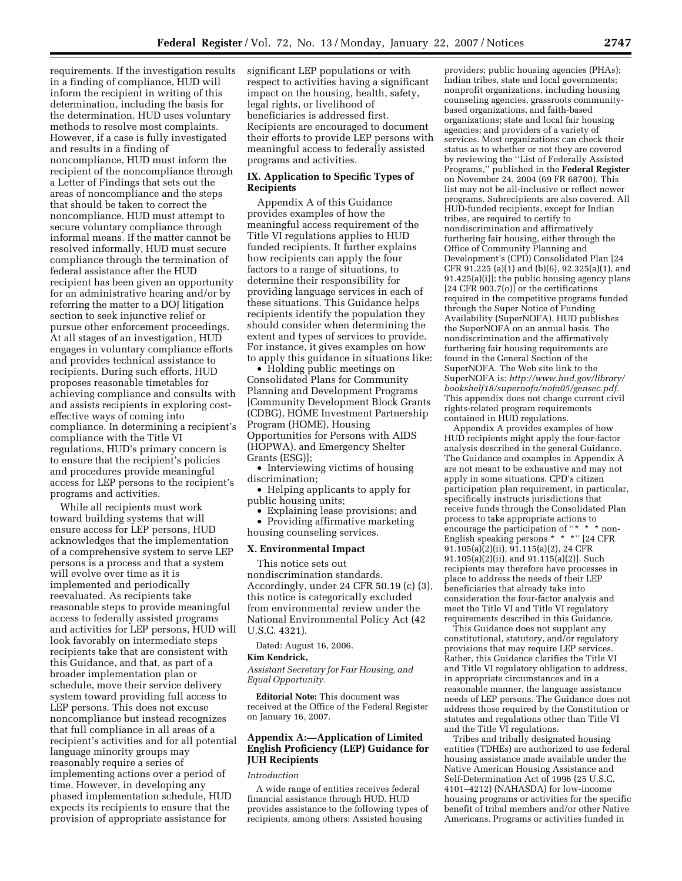requirements. If the investigation results in a finding of compliance, HUD will inform the recipient in writing of this determination, including the basis for the determination. HUD uses voluntary methods to resolve most complaints. However, if a case is fully investigated and results in a finding of noncompliance, HUD must inform the recipient of the noncompliance through a Letter of Findings that sets out the areas of noncompliance and the steps that should be taken to correct the noncompliance. HUD must attempt to secure voluntary compliance through informal means. If the matter cannot be resolved informally, HUD must secure compliance through the termination of federal assistance after the HUD recipient has been given an opportunity for an administrative hearing and/or by referring the matter to a DOJ litigation section to seek injunctive relief or pursue other enforcement proceedings. At all stages of an investigation, HUD engages in voluntary compliance efforts and provides technical assistance to recipients. During such efforts, HUD proposes reasonable timetables for achieving compliance and consults with and assists recipients in exploring cost-effective ways of coming into compliance. In determining a recipient's compliance with the Title VI regulations, HUD's primary concern is to ensure that the recipient's policies and procedures provide meaningful access for LEP persons to the recipient's programs and activities.

While all recipients must work toward building systems that will ensure access for LEP persons, HUD acknowledges that the implementation of a comprehensive system to serve LEP persons is a process and that a system will evolve over time as it is implemented and periodically reevaluated. As recipients take reasonable steps to provide meaningful access to federally assisted programs and activities for LEP persons, HUD will look favorably on intermediate steps recipients take that are consistent with this Guidance, and that, as part of a broader implementation plan or schedule, move their service delivery system toward providing full access to LEP persons. This does not excuse noncompliance but instead recognizes that full compliance in all areas of a recipient's activities and for all potential language minority groups may reasonably require a series of implementing actions over a period of time. However, in developing any phased implementation schedule, HUD expects its recipients to ensure that the provision of appropriate assistance for significant LEP populations or with respect to activities having a significant impact on the housing, health, safety, legal rights, or livelihood of beneficiaries is addressed first. Recipients are encouraged to document their efforts to provide LEP persons with meaningful access to federally assisted programs and activities.

## IX. Application to Specific Types of Recipients

Appendix A of this Guidance provides examples of how the meaningful access requirement of the Title VI regulations applies to HUD funded recipients. It further explains how recipients can apply the four factors to a range of situations, to determine their responsibility for providing language services in each of these situations. This Guidance helps recipients identify the population they should consider when determining the extent and types of services to provide. For instance, it gives examples on how to apply this guidance in situations like:

- Holding public meetings on Consolidated Plans for Community Planning and Development Programs [Community Development Block Grants (CDBG), HOME Investment Partnership Program (HOME), Housing Opportunities for Persons with AIDS (HOPWA), and Emergency Shelter Grants (ESG)];
- Interviewing victims of housing discrimination;
- Helping applicants to apply for public housing units;
- Explaining lease provisions; and
- Providing affirmative marketing housing counseling services.

## X. Environmental Impact

This notice sets out nondiscrimination standards. Accordingly, under 24 CFR 50.19 (c) (3), this notice is categorically excluded from environmental review under the National Environmental Policy Act (42 U.S.C. 4321).

Dated: August 16, 2006.

**Kim Kendrick,**

*Assistant Secretary for Fair Housing, and Equal Opportunity.*

**Editorial Note:** This document was received at the Office of the Federal Register on January 16, 2007.

## Appendix A:—Application of Limited English Proficiency (LEP) Guidance for JUH Recipients

*Introduction*

A wide range of entities receives federal financial assistance through HUD. HUD provides assistance to the following types of recipients, among others: Assisted housing providers; public housing agencies (PHAs); Indian tribes, state and local governments; nonprofit organizations, including housing counseling agencies, grassroots community-based organizations, and faith-based organizations; state and local fair housing agencies; and providers of a variety of services. Most organizations can check their status as to whether or not they are covered by reviewing the ''List of Federally Assisted Programs,'' published in the **Federal Register** on November 24, 2004 (69 FR 68700). This list may not be all-inclusive or reflect newer programs. Subrecipients are also covered. All HUD-funded recipients, except for Indian tribes, are required to certify to nondiscrimination and affirmatively furthering fair housing, either through the Office of Community Planning and Development's (CPD) Consolidated Plan [24 CFR 91.225 (a)(1) and (b)(6), 92.325(a)(1), and 91.425(a)(i)]; the public housing agency plans [24 CFR 903.7(o)] or the certifications required in the competitive programs funded through the Super Notice of Funding Availability (SuperNOFA). HUD publishes the SuperNOFA on an annual basis. The nondiscrimination and the affirmatively furthering fair housing requirements are found in the General Section of the SuperNOFA. The Web site link to the SuperNOFA is: *http://www.hud.gov/library/bookshelf18/supernofa/nofa05/gensec.pdf.* This appendix does not change current civil rights-related program requirements contained in HUD regulations.

Appendix A provides examples of how HUD recipients might apply the four-factor analysis described in the general Guidance. The Guidance and examples in Appendix A are not meant to be exhaustive and may not apply in some situations. CPD's citizen participation plan requirement, in particular, specifically instructs jurisdictions that receive funds through the Consolidated Plan process to take appropriate actions to encourage the participation of ''* * * non-English speaking persons * * *'' [24 CFR 91.105(a)(2)(ii), 91.115(a)(2), 24 CFR 91.105(a)(2)(ii), and 91.115(a)(2)]. Such recipients may therefore have processes in place to address the needs of their LEP beneficiaries that already take into consideration the four-factor analysis and meet the Title VI and Title VI regulatory requirements described in this Guidance.

This Guidance does not supplant any constitutional, statutory, and/or regulatory provisions that may require LEP services. Rather, this Guidance clarifies the Title VI and Title VI regulatory obligation to address, in appropriate circumstances and in a reasonable manner, the language assistance needs of LEP persons. The Guidance does not address those required by the Constitution or statutes and regulations other than Title VI and the Title VI regulations.

Tribes and tribally designated housing entities (TDHEs) are authorized to use federal housing assistance made available under the Native American Housing Assistance and Self-Determination Act of 1996 (25 U.S.C. 4101–4212) (NAHASDA) for low-income housing programs or activities for the specific benefit of tribal members and/or other Native Americans. Programs or activities funded in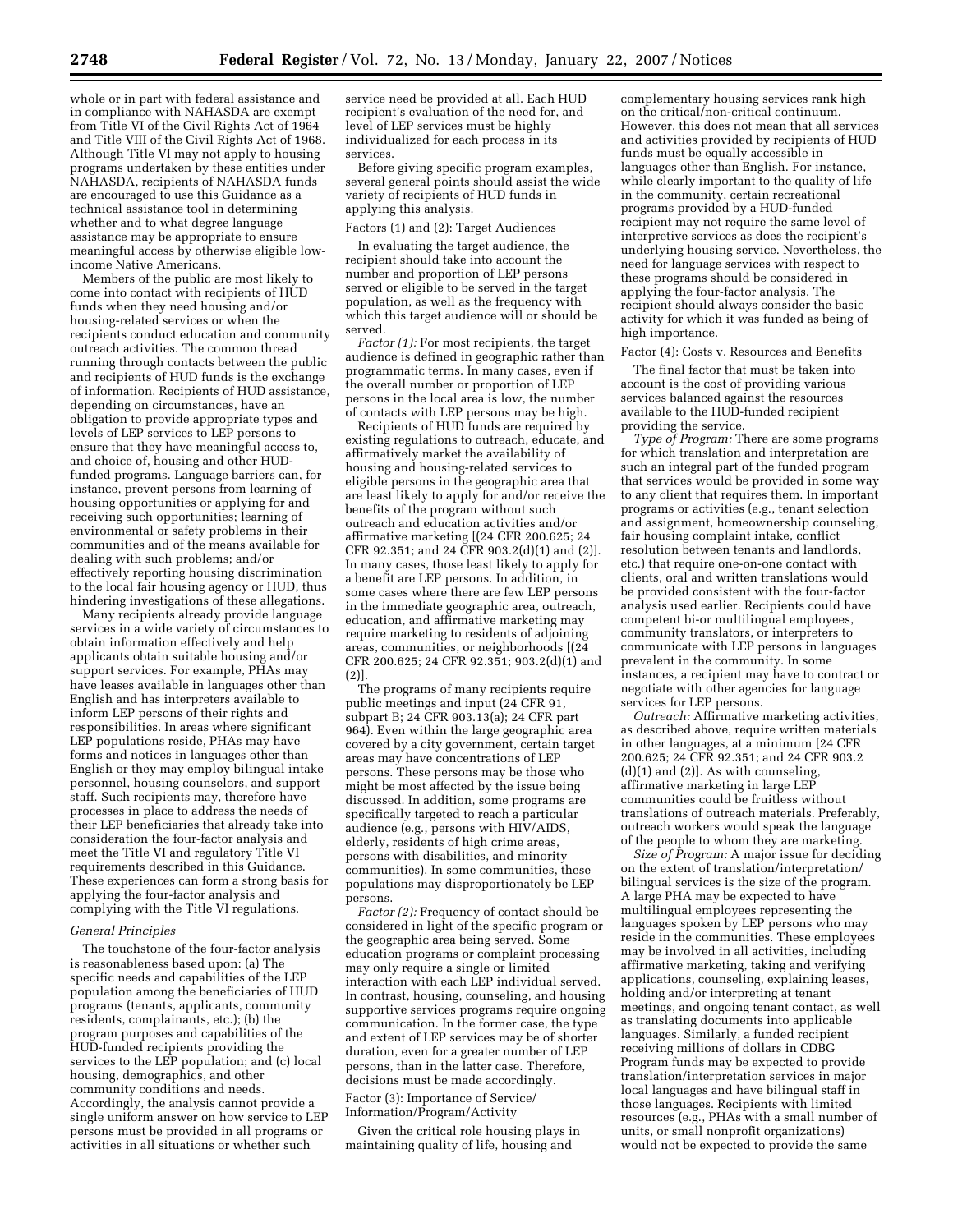whole or in part with federal assistance and in compliance with NAHASDA are exempt from Title VI of the Civil Rights Act of 1964 and Title VIII of the Civil Rights Act of 1968. Although Title VI may not apply to housing programs undertaken by these entities under NAHASDA, recipients of NAHASDA funds are encouraged to use this Guidance as a technical assistance tool in determining whether and to what degree language assistance may be appropriate to ensure meaningful access by otherwise eligible low-income Native Americans.

Members of the public are most likely to come into contact with recipients of HUD funds when they need housing and/or housing-related services or when the recipients conduct education and community outreach activities. The common thread running through contacts between the public and recipients of HUD funds is the exchange of information. Recipients of HUD assistance, depending on circumstances, have an obligation to provide appropriate types and levels of LEP services to LEP persons to ensure that they have meaningful access to, and choice of, housing and other HUD-funded programs. Language barriers can, for instance, prevent persons from learning of housing opportunities or applying for and receiving such opportunities; learning of environmental or safety problems in their communities and of the means available for dealing with such problems; and/or effectively reporting housing discrimination to the local fair housing agency or HUD, thus hindering investigations of these allegations.

Many recipients already provide language services in a wide variety of circumstances to obtain information effectively and help applicants obtain suitable housing and/or support services. For example, PHAs may have leases available in languages other than English and has interpreters available to inform LEP persons of their rights and responsibilities. In areas where significant LEP populations reside, PHAs may have forms and notices in languages other than English or they may employ bilingual intake personnel, housing counselors, and support staff. Such recipients may, therefore have processes in place to address the needs of their LEP beneficiaries that already take into consideration the four-factor analysis and meet the Title VI and regulatory Title VI requirements described in this Guidance. These experiences can form a strong basis for applying the four-factor analysis and complying with the Title VI regulations.

### *General Principles*

The touchstone of the four-factor analysis is reasonableness based upon: (a) The specific needs and capabilities of the LEP population among the beneficiaries of HUD programs (tenants, applicants, community residents, complainants, etc.); (b) the program purposes and capabilities of the HUD-funded recipients providing the services to the LEP population; and (c) local housing, demographics, and other community conditions and needs. Accordingly, the analysis cannot provide a single uniform answer on how service to LEP persons must be provided in all programs or activities in all situations or whether such service need be provided at all. Each HUD recipient's evaluation of the need for, and level of LEP services must be highly individualized for each process in its services.

Before giving specific program examples, several general points should assist the wide variety of recipients of HUD funds in applying this analysis.

#### Factors (1) and (2): Target Audiences

In evaluating the target audience, the recipient should take into account the number and proportion of LEP persons served or eligible to be served in the target population, as well as the frequency with which this target audience will or should be served.

*Factor (1):* For most recipients, the target audience is defined in geographic rather than programmatic terms. In many cases, even if the overall number or proportion of LEP persons in the local area is low, the number of contacts with LEP persons may be high.

Recipients of HUD funds are required by existing regulations to outreach, educate, and affirmatively market the availability of housing and housing-related services to eligible persons in the geographic area that are least likely to apply for and/or receive the benefits of the program without such outreach and education activities and/or affirmative marketing [(24 CFR 200.625; 24 CFR 92.351; and 24 CFR 903.2(d)(1) and (2)]. In many cases, those least likely to apply for a benefit are LEP persons. In addition, in some cases where there are few LEP persons in the immediate geographic area, outreach, education, and affirmative marketing may require marketing to residents of adjoining areas, communities, or neighborhoods [(24 CFR 200.625; 24 CFR 92.351; 903.2(d)(1) and (2)].

The programs of many recipients require public meetings and input (24 CFR 91, subpart B; 24 CFR 903.13(a); 24 CFR part 964). Even within the large geographic area covered by a city government, certain target areas may have concentrations of LEP persons. These persons may be those who might be most affected by the issue being discussed. In addition, some programs are specifically targeted to reach a particular audience (e.g., persons with HIV/AIDS, elderly, residents of high crime areas, persons with disabilities, and minority communities). In some communities, these populations may disproportionately be LEP persons.

*Factor (2):* Frequency of contact should be considered in light of the specific program or the geographic area being served. Some education programs or complaint processing may only require a single or limited interaction with each LEP individual served. In contrast, housing, counseling, and housing supportive services programs require ongoing communication. In the former case, the type and extent of LEP services may be of shorter duration, even for a greater number of LEP persons, than in the latter case. Therefore, decisions must be made accordingly.

#### Factor (3): Importance of Service/Information/Program/Activity

Given the critical role housing plays in maintaining quality of life, housing and complementary housing services rank high on the critical/non-critical continuum. However, this does not mean that all services and activities provided by recipients of HUD funds must be equally accessible in languages other than English. For instance, while clearly important to the quality of life in the community, certain recreational programs provided by a HUD-funded recipient may not require the same level of interpretive services as does the recipient's underlying housing service. Nevertheless, the need for language services with respect to these programs should be considered in applying the four-factor analysis. The recipient should always consider the basic activity for which it was funded as being of high importance.

#### Factor (4): Costs v. Resources and Benefits

The final factor that must be taken into account is the cost of providing various services balanced against the resources available to the HUD-funded recipient providing the service.

*Type of Program:* There are some programs for which translation and interpretation are such an integral part of the funded program that services would be provided in some way to any client that requires them. In important programs or activities (e.g., tenant selection and assignment, homeownership counseling, fair housing complaint intake, conflict resolution between tenants and landlords, etc.) that require one-on-one contact with clients, oral and written translations would be provided consistent with the four-factor analysis used earlier. Recipients could have competent bi-or multilingual employees, community translators, or interpreters to communicate with LEP persons in languages prevalent in the community. In some instances, a recipient may have to contract or negotiate with other agencies for language services for LEP persons.

*Outreach:* Affirmative marketing activities, as described above, require written materials in other languages, at a minimum [24 CFR 200.625; 24 CFR 92.351; and 24 CFR 903.2 (d)(1) and (2)]. As with counseling, affirmative marketing in large LEP communities could be fruitless without translations of outreach materials. Preferably, outreach workers would speak the language of the people to whom they are marketing.

*Size of Program:* A major issue for deciding on the extent of translation/interpretation/bilingual services is the size of the program. A large PHA may be expected to have multilingual employees representing the languages spoken by LEP persons who may reside in the communities. These employees may be involved in all activities, including affirmative marketing, taking and verifying applications, counseling, explaining leases, holding and/or interpreting at tenant meetings, and ongoing tenant contact, as well as translating documents into applicable languages. Similarly, a funded recipient receiving millions of dollars in CDBG Program funds may be expected to provide translation/interpretation services in major local languages and have bilingual staff in those languages. Recipients with limited resources (e.g., PHAs with a small number of units, or small nonprofit organizations) would not be expected to provide the same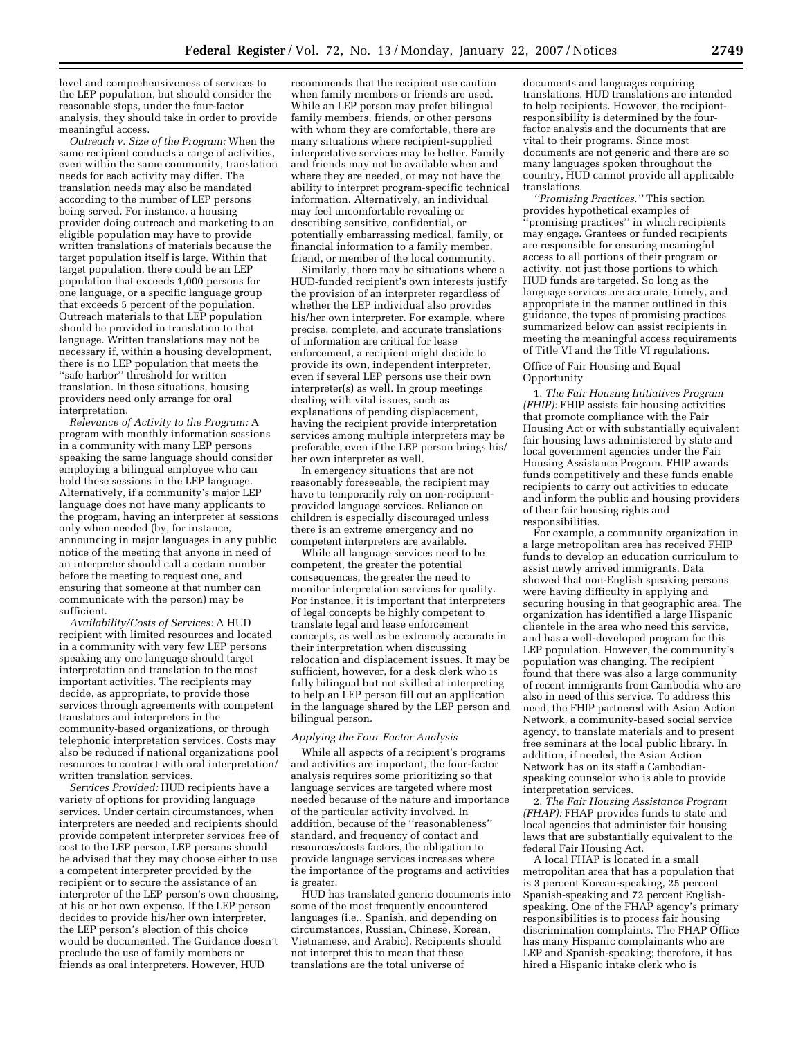level and comprehensiveness of services to the LEP population, but should consider the reasonable steps, under the four-factor analysis, they should take in order to provide meaningful access.

*Outreach v. Size of the Program:* When the same recipient conducts a range of activities, even within the same community, translation needs for each activity may differ. The translation needs may also be mandated according to the number of LEP persons being served. For instance, a housing provider doing outreach and marketing to an eligible population may have to provide written translations of materials because the target population itself is large. Within that target population, there could be an LEP population that exceeds 1,000 persons for one language, or a specific language group that exceeds 5 percent of the population. Outreach materials to that LEP population should be provided in translation to that language. Written translations may not be necessary if, within a housing development, there is no LEP population that meets the ''safe harbor'' threshold for written translation. In these situations, housing providers need only arrange for oral interpretation.

*Relevance of Activity to the Program:* A program with monthly information sessions in a community with many LEP persons speaking the same language should consider employing a bilingual employee who can hold these sessions in the LEP language. Alternatively, if a community's major LEP language does not have many applicants to the program, having an interpreter at sessions only when needed (by, for instance, announcing in major languages in any public notice of the meeting that anyone in need of an interpreter should call a certain number before the meeting to request one, and ensuring that someone at that number can communicate with the person) may be sufficient.

*Availability/Costs of Services:* A HUD recipient with limited resources and located in a community with very few LEP persons speaking any one language should target interpretation and translation to the most important activities. The recipients may decide, as appropriate, to provide those services through agreements with competent translators and interpreters in the community-based organizations, or through telephonic interpretation services. Costs may also be reduced if national organizations pool resources to contract with oral interpretation/written translation services.

*Services Provided:* HUD recipients have a variety of options for providing language services. Under certain circumstances, when interpreters are needed and recipients should provide competent interpreter services free of cost to the LEP person, LEP persons should be advised that they may choose either to use a competent interpreter provided by the recipient or to secure the assistance of an interpreter of the LEP person's own choosing, at his or her own expense. If the LEP person decides to provide his/her own interpreter, the LEP person's election of this choice would be documented. The Guidance doesn't preclude the use of family members or friends as oral interpreters. However, HUD recommends that the recipient use caution when family members or friends are used. While an LEP person may prefer bilingual family members, friends, or other persons with whom they are comfortable, there are many situations where recipient-supplied interpretative services may be better. Family and friends may not be available when and where they are needed, or may not have the ability to interpret program-specific technical information. Alternatively, an individual may feel uncomfortable revealing or describing sensitive, confidential, or potentially embarrassing medical, family, or financial information to a family member, friend, or member of the local community.

Similarly, there may be situations where a HUD-funded recipient's own interests justify the provision of an interpreter regardless of whether the LEP individual also provides his/her own interpreter. For example, where precise, complete, and accurate translations of information are critical for lease enforcement, a recipient might decide to provide its own, independent interpreter, even if several LEP persons use their own interpreter(s) as well. In group meetings dealing with vital issues, such as explanations of pending displacement, having the recipient provide interpretation services among multiple interpreters may be preferable, even if the LEP person brings his/her own interpreter as well.

In emergency situations that are not reasonably foreseeable, the recipient may have to temporarily rely on non-recipient-provided language services. Reliance on children is especially discouraged unless there is an extreme emergency and no competent interpreters are available.

While all language services need to be competent, the greater the potential consequences, the greater the need to monitor interpretation services for quality. For instance, it is important that interpreters of legal concepts be highly competent to translate legal and lease enforcement concepts, as well as be extremely accurate in their interpretation when discussing relocation and displacement issues. It may be sufficient, however, for a desk clerk who is fully bilingual but not skilled at interpreting to help an LEP person fill out an application in the language shared by the LEP person and bilingual person.

### *Applying the Four-Factor Analysis*

While all aspects of a recipient's programs and activities are important, the four-factor analysis requires some prioritizing so that language services are targeted where most needed because of the nature and importance of the particular activity involved. In addition, because of the ''reasonableness'' standard, and frequency of contact and resources/costs factors, the obligation to provide language services increases where the importance of the programs and activities is greater.

HUD has translated generic documents into some of the most frequently encountered languages (i.e., Spanish, and depending on circumstances, Russian, Chinese, Korean, Vietnamese, and Arabic). Recipients should not interpret this to mean that these translations are the total universe of documents and languages requiring translations. HUD translations are intended to help recipients. However, the recipient-responsibility is determined by the four-factor analysis and the documents that are vital to their programs. Since most documents are not generic and there are so many languages spoken throughout the country, HUD cannot provide all applicable translations.

*''Promising Practices.''* This section provides hypothetical examples of ''promising practices'' in which recipients may engage. Grantees or funded recipients are responsible for ensuring meaningful access to all portions of their program or activity, not just those portions to which HUD funds are targeted. So long as the language services are accurate, timely, and appropriate in the manner outlined in this guidance, the types of promising practices summarized below can assist recipients in meeting the meaningful access requirements of Title VI and the Title VI regulations.

### Office of Fair Housing and Equal Opportunity

1. *The Fair Housing Initiatives Program (FHIP):* FHIP assists fair housing activities that promote compliance with the Fair Housing Act or with substantially equivalent fair housing laws administered by state and local government agencies under the Fair Housing Assistance Program. FHIP awards funds competitively and these funds enable recipients to carry out activities to educate and inform the public and housing providers of their fair housing rights and responsibilities.

For example, a community organization in a large metropolitan area has received FHIP funds to develop an education curriculum to assist newly arrived immigrants. Data showed that non-English speaking persons were having difficulty in applying and securing housing in that geographic area. The organization has identified a large Hispanic clientele in the area who need this service, and has a well-developed program for this LEP population. However, the community's population was changing. The recipient found that there was also a large community of recent immigrants from Cambodia who are also in need of this service. To address this need, the FHIP partnered with Asian Action Network, a community-based social service agency, to translate materials and to present free seminars at the local public library. In addition, if needed, the Asian Action Network has on its staff a Cambodian-speaking counselor who is able to provide interpretation services.

2. *The Fair Housing Assistance Program (FHAP):* FHAP provides funds to state and local agencies that administer fair housing laws that are substantially equivalent to the federal Fair Housing Act.

A local FHAP is located in a small metropolitan area that has a population that is 3 percent Korean-speaking, 25 percent Spanish-speaking and 72 percent English-speaking. One of the FHAP agency's primary responsibilities is to process fair housing discrimination complaints. The FHAP Office has many Hispanic complainants who are LEP and Spanish-speaking; therefore, it has hired a Hispanic intake clerk who is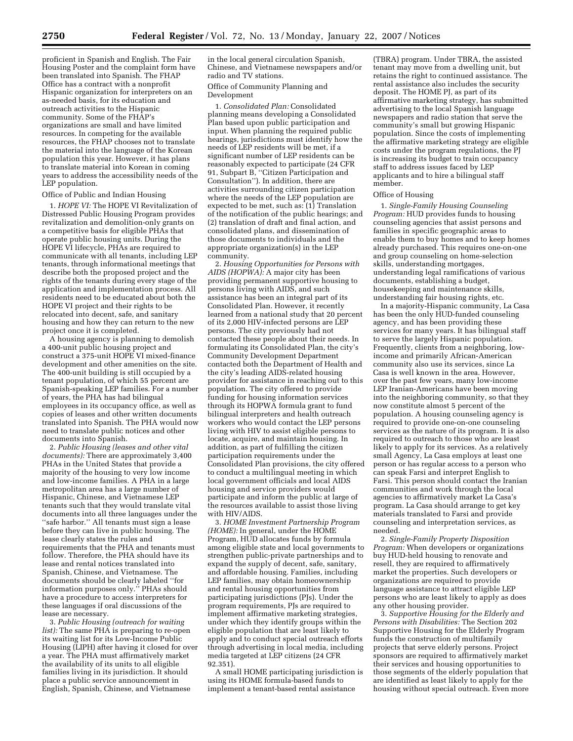proficient in Spanish and English. The Fair Housing Poster and the complaint form have been translated into Spanish. The FHAP Office has a contract with a nonprofit Hispanic organization for interpreters on an as-needed basis, for its education and outreach activities to the Hispanic community. Some of the FHAP's organizations are small and have limited resources. In competing for the available resources, the FHAP chooses not to translate the material into the language of the Korean population this year. However, it has plans to translate material into Korean in coming years to address the accessibility needs of the LEP population.

Office of Public and Indian Housing

1. *HOPE VI:* The HOPE VI Revitalization of Distressed Public Housing Program provides revitalization and demolition-only grants on a competitive basis for eligible PHAs that operate public housing units. During the HOPE VI lifecycle, PHAs are required to communicate with all tenants, including LEP tenants, through informational meetings that describe both the proposed project and the rights of the tenants during every stage of the application and implementation process. All residents need to be educated about both the HOPE VI project and their rights to be relocated into decent, safe, and sanitary housing and how they can return to the new project once it is completed.

A housing agency is planning to demolish a 400-unit public housing project and construct a 375-unit HOPE VI mixed-finance development and other amenities on the site. The 400-unit building is still occupied by a tenant population, of which 55 percent are Spanish-speaking LEP families. For a number of years, the PHA has had bilingual employees in its occupancy office, as well as copies of leases and other written documents translated into Spanish. The PHA would now need to translate public notices and other documents into Spanish.

2. *Public Housing (leases and other vital documents):* There are approximately 3,400 PHAs in the United States that provide a majority of the housing to very low income and low-income families. A PHA in a large metropolitan area has a large number of Hispanic, Chinese, and Vietnamese LEP tenants such that they would translate vital documents into all three languages under the ''safe harbor.'' All tenants must sign a lease before they can live in public housing. The lease clearly states the rules and requirements that the PHA and tenants must follow. Therefore, the PHA should have its lease and rental notices translated into Spanish, Chinese, and Vietnamese. The documents should be clearly labeled ''for information purposes only.'' PHAs should have a procedure to access interpreters for these languages if oral discussions of the lease are necessary.

3. *Public Housing (outreach for waiting list):* The same PHA is preparing to re-open its waiting list for its Low-Income Public Housing (LIPH) after having it closed for over a year. The PHA must affirmatively market the availability of its units to all eligible families living in its jurisdiction. It should place a public service announcement in English, Spanish, Chinese, and Vietnamese in the local general circulation Spanish, Chinese, and Vietnamese newspapers and/or radio and TV stations.

Office of Community Planning and Development

1. *Consolidated Plan:* Consolidated planning means developing a Consolidated Plan based upon public participation and input. When planning the required public hearings, jurisdictions must identify how the needs of LEP residents will be met, if a significant number of LEP residents can be reasonably expected to participate (24 CFR 91, Subpart B, ''Citizen Participation and Consultation''). In addition, there are activities surrounding citizen participation where the needs of the LEP population are expected to be met, such as: (1) Translation of the notification of the public hearings; and (2) translation of draft and final action, and consolidated plans, and dissemination of those documents to individuals and the appropriate organization(s) in the LEP community.

2. *Housing Opportunities for Persons with AIDS (HOPWA):* A major city has been providing permanent supportive housing to persons living with AIDS, and such assistance has been an integral part of its Consolidated Plan. However, it recently learned from a national study that 20 percent of its 2,000 HIV-infected persons are LEP persons. The city previously had not contacted these people about their needs. In formulating its Consolidated Plan, the city's Community Development Department contacted both the Department of Health and the city's leading AIDS-related housing provider for assistance in reaching out to this population. The city offered to provide funding for housing information services through its HOPWA formula grant to fund bilingual interpreters and health outreach workers who would contact the LEP persons living with HIV to assist eligible persons to locate, acquire, and maintain housing. In addition, as part of fulfilling the citizen participation requirements under the Consolidated Plan provisions, the city offered to conduct a multilingual meeting in which local government officials and local AIDS housing and service providers would participate and inform the public at large of the resources available to assist those living with HIV/AIDS.

3. *HOME Investment Partnership Program (HOME):* In general, under the HOME Program, HUD allocates funds by formula among eligible state and local governments to strengthen public-private partnerships and to expand the supply of decent, safe, sanitary, and affordable housing. Families, including LEP families, may obtain homeownership and rental housing opportunities from participating jurisdictions (PJs). Under the program requirements, PJs are required to implement affirmative marketing strategies, under which they identify groups within the eligible population that are least likely to apply and to conduct special outreach efforts through advertising in local media, including media targeted at LEP citizens (24 CFR 92.351).

A small HOME participating jurisdiction is using its HOME formula-based funds to implement a tenant-based rental assistance (TBRA) program. Under TBRA, the assisted tenant may move from a dwelling unit, but retains the right to continued assistance. The rental assistance also includes the security deposit. The HOME PJ, as part of its affirmative marketing strategy, has submitted advertising to the local Spanish language newspapers and radio station that serve the community's small but growing Hispanic population. Since the costs of implementing the affirmative marketing strategy are eligible costs under the program regulations, the PJ is increasing its budget to train occupancy staff to address issues faced by LEP applicants and to hire a bilingual staff member.

Office of Housing

1. *Single-Family Housing Counseling Program:* HUD provides funds to housing counseling agencies that assist persons and families in specific geographic areas to enable them to buy homes and to keep homes already purchased. This requires one-on-one and group counseling on home-selection skills, understanding mortgages, understanding legal ramifications of various documents, establishing a budget, housekeeping and maintenance skills, understanding fair housing rights, etc.

In a majority-Hispanic community, La Casa has been the only HUD-funded counseling agency, and has been providing these services for many years. It has bilingual staff to serve the largely Hispanic population. Frequently, clients from a neighboring, low-income and primarily African-American community also use its services, since La Casa is well known in the area. However, over the past few years, many low-income LEP Iranian-Americans have been moving into the neighboring community, so that they now constitute almost 5 percent of the population. A housing counseling agency is required to provide one-on-one counseling services as the nature of its program. It is also required to outreach to those who are least likely to apply for its services. As a relatively small Agency, La Casa employs at least one person or has regular access to a person who can speak Farsi and interpret English to Farsi. This person should contact the Iranian communities and work through the local agencies to affirmatively market La Casa's program. La Casa should arrange to get key materials translated to Farsi and provide counseling and interpretation services, as needed.

2. *Single-Family Property Disposition Program:* When developers or organizations buy HUD-held housing to renovate and resell, they are required to affirmatively market the properties. Such developers or organizations are required to provide language assistance to attract eligible LEP persons who are least likely to apply as does any other housing provider.

3. *Supportive Housing for the Elderly and Persons with Disabilities:* The Section 202 Supportive Housing for the Elderly Program funds the construction of multifamily projects that serve elderly persons. Project sponsors are required to affirmatively market their services and housing opportunities to those segments of the elderly population that are identified as least likely to apply for the housing without special outreach. Even more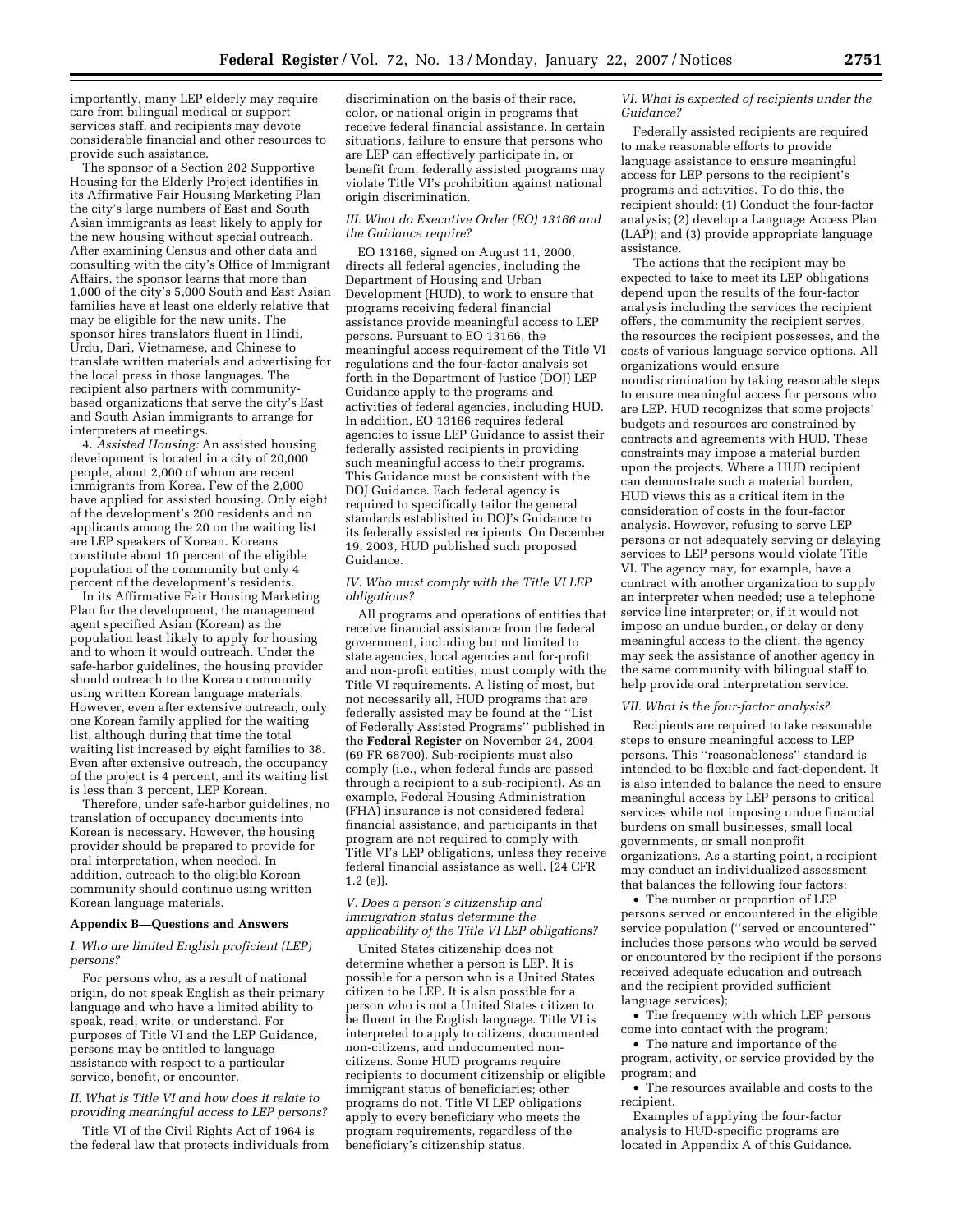importantly, many LEP elderly may require care from bilingual medical or support services staff, and recipients may devote considerable financial and other resources to provide such assistance.

The sponsor of a Section 202 Supportive Housing for the Elderly Project identifies in its Affirmative Fair Housing Marketing Plan the city's large numbers of East and South Asian immigrants as least likely to apply for the new housing without special outreach. After examining Census and other data and consulting with the city's Office of Immigrant Affairs, the sponsor learns that more than 1,000 of the city's 5,000 South and East Asian families have at least one elderly relative that may be eligible for the new units. The sponsor hires translators fluent in Hindi, Urdu, Dari, Vietnamese, and Chinese to translate written materials and advertising for the local press in those languages. The recipient also partners with community-based organizations that serve the city's East and South Asian immigrants to arrange for interpreters at meetings.

4. *Assisted Housing:* An assisted housing development is located in a city of 20,000 people, about 2,000 of whom are recent immigrants from Korea. Few of the 2,000 have applied for assisted housing. Only eight of the development's 200 residents and no applicants among the 20 on the waiting list are LEP speakers of Korean. Koreans constitute about 10 percent of the eligible population of the community but only 4 percent of the development's residents.

In its Affirmative Fair Housing Marketing Plan for the development, the management agent specified Asian (Korean) as the population least likely to apply for housing and to whom it would outreach. Under the safe-harbor guidelines, the housing provider should outreach to the Korean community using written Korean language materials. However, even after extensive outreach, only one Korean family applied for the waiting list, although during that time the total waiting list increased by eight families to 38. Even after extensive outreach, the occupancy of the project is 4 percent, and its waiting list is less than 3 percent, LEP Korean.

Therefore, under safe-harbor guidelines, no translation of occupancy documents into Korean is necessary. However, the housing provider should be prepared to provide for oral interpretation, when needed. In addition, outreach to the eligible Korean community should continue using written Korean language materials.

## Appendix B—Questions and Answers

### *I. Who are limited English proficient (LEP) persons?*

For persons who, as a result of national origin, do not speak English as their primary language and who have a limited ability to speak, read, write, or understand. For purposes of Title VI and the LEP Guidance, persons may be entitled to language assistance with respect to a particular service, benefit, or encounter.

### *II. What is Title VI and how does it relate to providing meaningful access to LEP persons?*

Title VI of the Civil Rights Act of 1964 is the federal law that protects individuals from discrimination on the basis of their race, color, or national origin in programs that receive federal financial assistance. In certain situations, failure to ensure that persons who are LEP can effectively participate in, or benefit from, federally assisted programs may violate Title VI's prohibition against national origin discrimination.

### *III. What do Executive Order (EO) 13166 and the Guidance require?*

EO 13166, signed on August 11, 2000, directs all federal agencies, including the Department of Housing and Urban Development (HUD), to work to ensure that programs receiving federal financial assistance provide meaningful access to LEP persons. Pursuant to EO 13166, the meaningful access requirement of the Title VI regulations and the four-factor analysis set forth in the Department of Justice (DOJ) LEP Guidance apply to the programs and activities of federal agencies, including HUD. In addition, EO 13166 requires federal agencies to issue LEP Guidance to assist their federally assisted recipients in providing such meaningful access to their programs. This Guidance must be consistent with the DOJ Guidance. Each federal agency is required to specifically tailor the general standards established in DOJ's Guidance to its federally assisted recipients. On December 19, 2003, HUD published such proposed Guidance.

### *IV. Who must comply with the Title VI LEP obligations?*

All programs and operations of entities that receive financial assistance from the federal government, including but not limited to state agencies, local agencies and for-profit and non-profit entities, must comply with the Title VI requirements. A listing of most, but not necessarily all, HUD programs that are federally assisted may be found at the "List of Federally Assisted Programs" published in the **Federal Register** on November 24, 2004 (69 FR 68700). Sub-recipients must also comply (i.e., when federal funds are passed through a recipient to a sub-recipient). As an example, Federal Housing Administration (FHA) insurance is not considered federal financial assistance, and participants in that program are not required to comply with Title VI's LEP obligations, unless they receive federal financial assistance as well. [24 CFR 1.2 (e)].

### *V. Does a person's citizenship and immigration status determine the applicability of the Title VI LEP obligations?*

United States citizenship does not determine whether a person is LEP. It is possible for a person who is a United States citizen to be LEP. It is also possible for a person who is not a United States citizen to be fluent in the English language. Title VI is interpreted to apply to citizens, documented non-citizens, and undocumented non-citizens. Some HUD programs require recipients to document citizenship or eligible immigrant status of beneficiaries; other programs do not. Title VI LEP obligations apply to every beneficiary who meets the program requirements, regardless of the beneficiary's citizenship status.

### *VI. What is expected of recipients under the Guidance?*

Federally assisted recipients are required to make reasonable efforts to provide language assistance to ensure meaningful access for LEP persons to the recipient's programs and activities. To do this, the recipient should: (1) Conduct the four-factor analysis; (2) develop a Language Access Plan (LAP); and (3) provide appropriate language assistance.

The actions that the recipient may be expected to take to meet its LEP obligations depend upon the results of the four-factor analysis including the services the recipient offers, the community the recipient serves, the resources the recipient possesses, and the costs of various language service options. All organizations would ensure nondiscrimination by taking reasonable steps to ensure meaningful access for persons who are LEP. HUD recognizes that some projects' budgets and resources are constrained by contracts and agreements with HUD. These constraints may impose a material burden upon the projects. Where a HUD recipient can demonstrate such a material burden, HUD views this as a critical item in the consideration of costs in the four-factor analysis. However, refusing to serve LEP persons or not adequately serving or delaying services to LEP persons would violate Title VI. The agency may, for example, have a contract with another organization to supply an interpreter when needed; use a telephone service line interpreter; or, if it would not impose an undue burden, or delay or deny meaningful access to the client, the agency may seek the assistance of another agency in the same community with bilingual staff to help provide oral interpretation service.

### *VII. What is the four-factor analysis?*

Recipients are required to take reasonable steps to ensure meaningful access to LEP persons. This "reasonableness" standard is intended to be flexible and fact-dependent. It is also intended to balance the need to ensure meaningful access by LEP persons to critical services while not imposing undue financial burdens on small businesses, small local governments, or small nonprofit organizations. As a starting point, a recipient may conduct an individualized assessment that balances the following four factors:

- The number or proportion of LEP persons served or encountered in the eligible service population ("served or encountered" includes those persons who would be served or encountered by the recipient if the persons received adequate education and outreach and the recipient provided sufficient language services);
- The frequency with which LEP persons come into contact with the program;
- The nature and importance of the program, activity, or service provided by the program; and
- The resources available and costs to the recipient.

Examples of applying the four-factor analysis to HUD-specific programs are located in Appendix A of this Guidance.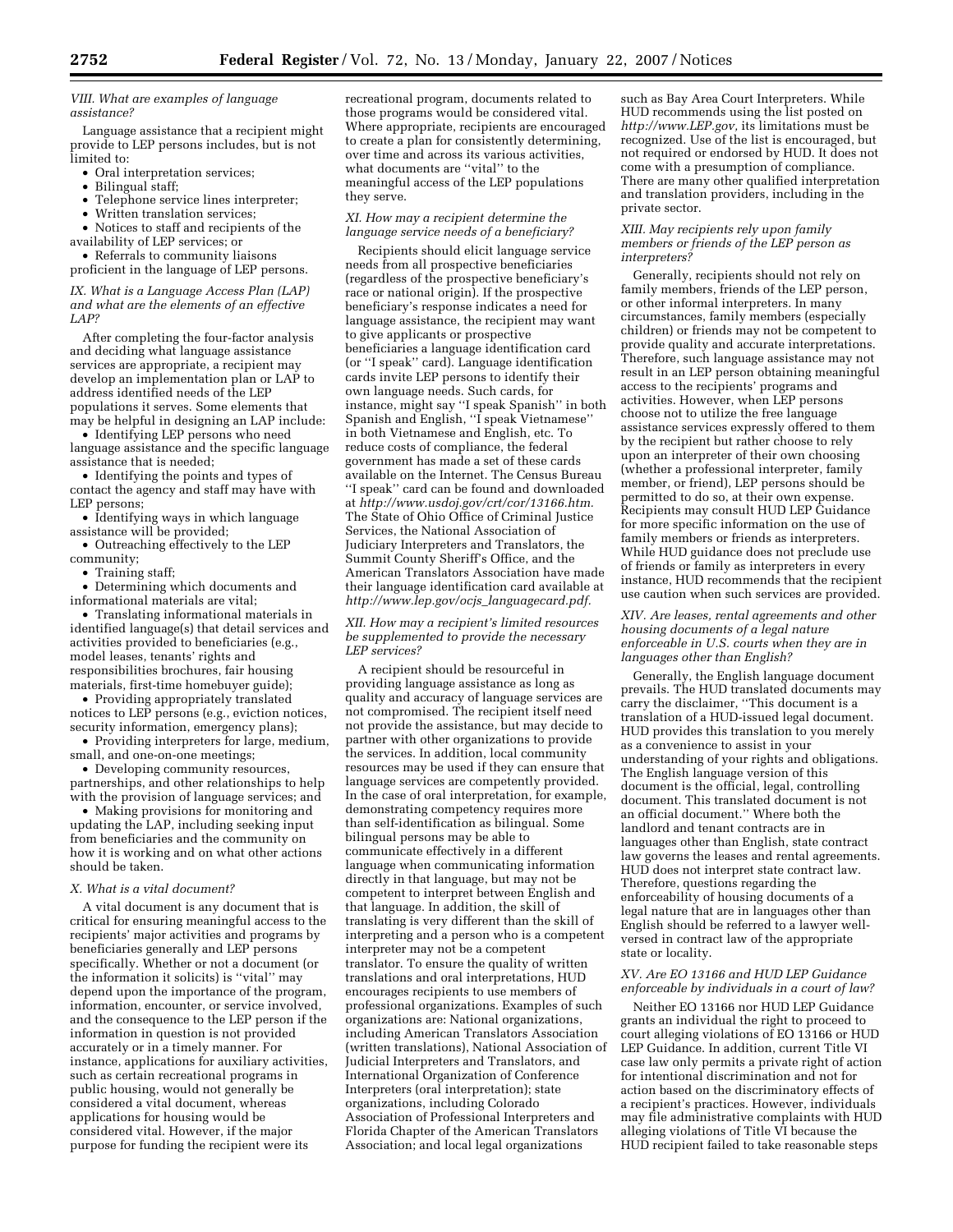*VIII. What are examples of language assistance?*

Language assistance that a recipient might provide to LEP persons includes, but is not limited to:

- Oral interpretation services;
- Bilingual staff;
- Telephone service lines interpreter;
- Written translation services;
- Notices to staff and recipients of the availability of LEP services; or
- Referrals to community liaisons proficient in the language of LEP persons.

*IX. What is a Language Access Plan (LAP) and what are the elements of an effective LAP?*

After completing the four-factor analysis and deciding what language assistance services are appropriate, a recipient may develop an implementation plan or LAP to address identified needs of the LEP populations it serves. Some elements that may be helpful in designing an LAP include:

- Identifying LEP persons who need language assistance and the specific language assistance that is needed;
- Identifying the points and types of contact the agency and staff may have with LEP persons;
- Identifying ways in which language assistance will be provided;
- Outreaching effectively to the LEP community;
- Training staff;
- Determining which documents and informational materials are vital;
- Translating informational materials in identified language(s) that detail services and activities provided to beneficiaries (e.g., model leases, tenants' rights and responsibilities brochures, fair housing materials, first-time homebuyer guide);
- Providing appropriately translated notices to LEP persons (e.g., eviction notices, security information, emergency plans);
- Providing interpreters for large, medium, small, and one-on-one meetings;
- Developing community resources, partnerships, and other relationships to help with the provision of language services; and
- Making provisions for monitoring and updating the LAP, including seeking input from beneficiaries and the community on how it is working and on what other actions should be taken.

*X. What is a vital document?*

A vital document is any document that is critical for ensuring meaningful access to the recipients' major activities and programs by beneficiaries generally and LEP persons specifically. Whether or not a document (or the information it solicits) is "vital" may depend upon the importance of the program, information, encounter, or service involved, and the consequence to the LEP person if the information in question is not provided accurately or in a timely manner. For instance, applications for auxiliary activities, such as certain recreational programs in public housing, would not generally be considered a vital document, whereas applications for housing would be considered vital. However, if the major purpose for funding the recipient were its recreational program, documents related to those programs would be considered vital. Where appropriate, recipients are encouraged to create a plan for consistently determining, over time and across its various activities, what documents are "vital" to the meaningful access of the LEP populations they serve.

*XI. How may a recipient determine the language service needs of a beneficiary?*

Recipients should elicit language service needs from all prospective beneficiaries (regardless of the prospective beneficiary's race or national origin). If the prospective beneficiary's response indicates a need for language assistance, the recipient may want to give applicants or prospective beneficiaries a language identification card (or "I speak" card). Language identification cards invite LEP persons to identify their own language needs. Such cards, for instance, might say "I speak Spanish" in both Spanish and English, "I speak Vietnamese" in both Vietnamese and English, etc. To reduce costs of compliance, the federal government has made a set of these cards available on the Internet. The Census Bureau "I speak" card can be found and downloaded at *http://www.usdoj.gov/crt/cor/13166.htm*. The State of Ohio Office of Criminal Justice Services, the National Association of Judiciary Interpreters and Translators, the Summit County Sheriff's Office, and the American Translators Association have made their language identification card available at *http://www.lep.gov/ocjs_languagecard.pdf*.

*XII. How may a recipient's limited resources be supplemented to provide the necessary LEP services?*

A recipient should be resourceful in providing language assistance as long as quality and accuracy of language services are not compromised. The recipient itself need not provide the assistance, but may decide to partner with other organizations to provide the services. In addition, local community resources may be used if they can ensure that language services are competently provided. In the case of oral interpretation, for example, demonstrating competency requires more than self-identification as bilingual. Some bilingual persons may be able to communicate effectively in a different language when communicating information directly in that language, but may not be competent to interpret between English and that language. In addition, the skill of translating is very different than the skill of interpreting and a person who is a competent interpreter may not be a competent translator. To ensure the quality of written translations and oral interpretations, HUD encourages recipients to use members of professional organizations. Examples of such organizations are: National organizations, including American Translators Association (written translations), National Association of Judicial Interpreters and Translators, and International Organization of Conference Interpreters (oral interpretation); state organizations, including Colorado Association of Professional Interpreters and Florida Chapter of the American Translators Association; and local legal organizations such as Bay Area Court Interpreters. While HUD recommends using the list posted on *http://www.LEP.gov*, its limitations must be recognized. Use of the list is encouraged, but not required or endorsed by HUD. It does not come with a presumption of compliance. There are many other qualified interpretation and translation providers, including in the private sector.

*XIII. May recipients rely upon family members or friends of the LEP person as interpreters?*

Generally, recipients should not rely on family members, friends of the LEP person, or other informal interpreters. In many circumstances, family members (especially children) or friends may not be competent to provide quality and accurate interpretations. Therefore, such language assistance may not result in an LEP person obtaining meaningful access to the recipients' programs and activities. However, when LEP persons choose not to utilize the free language assistance services expressly offered to them by the recipient but rather choose to rely upon an interpreter of their own choosing (whether a professional interpreter, family member, or friend), LEP persons should be permitted to do so, at their own expense. Recipients may consult HUD LEP Guidance for more specific information on the use of family members or friends as interpreters. While HUD guidance does not preclude use of friends or family as interpreters in every instance, HUD recommends that the recipient use caution when such services are provided.

*XIV. Are leases, rental agreements and other housing documents of a legal nature enforceable in U.S. courts when they are in languages other than English?*

Generally, the English language document prevails. The HUD translated documents may carry the disclaimer, "This document is a translation of a HUD-issued legal document. HUD provides this translation to you merely as a convenience to assist in your understanding of your rights and obligations. The English language version of this document is the official, legal, controlling document. This translated document is not an official document." Where both the landlord and tenant contracts are in languages other than English, state contract law governs the leases and rental agreements. HUD does not interpret state contract law. Therefore, questions regarding the enforceability of housing documents of a legal nature that are in languages other than English should be referred to a lawyer well-versed in contract law of the appropriate state or locality.

*XV. Are EO 13166 and HUD LEP Guidance enforceable by individuals in a court of law?*

Neither EO 13166 nor HUD LEP Guidance grants an individual the right to proceed to court alleging violations of EO 13166 or HUD LEP Guidance. In addition, current Title VI case law only permits a private right of action for intentional discrimination and not for action based on the discriminatory effects of a recipient's practices. However, individuals may file administrative complaints with HUD alleging violations of Title VI because the HUD recipient failed to take reasonable steps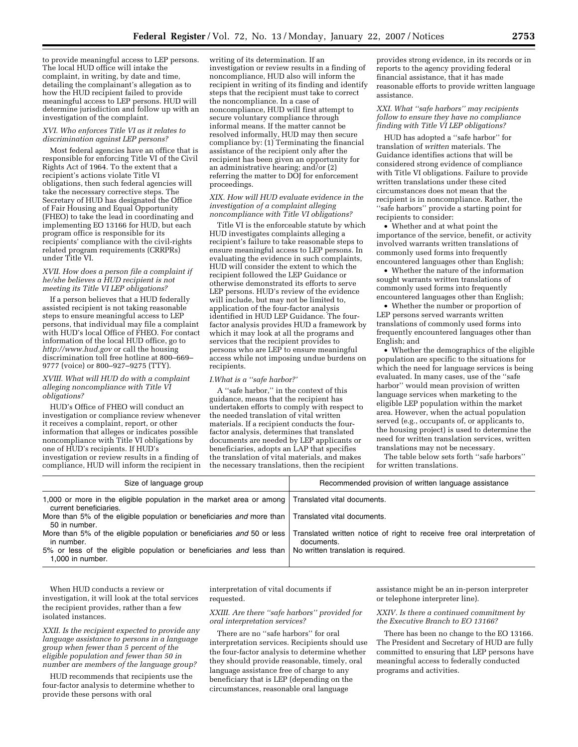to provide meaningful access to LEP persons. The local HUD office will intake the complaint, in writing, by date and time, detailing the complainant's allegation as to how the HUD recipient failed to provide meaningful access to LEP persons. HUD will determine jurisdiction and follow up with an investigation of the complaint.

*XVI. Who enforces Title VI as it relates to discrimination against LEP persons?*

Most federal agencies have an office that is responsible for enforcing Title VI of the Civil Rights Act of 1964. To the extent that a recipient's actions violate Title VI obligations, then such federal agencies will take the necessary corrective steps. The Secretary of HUD has designated the Office of Fair Housing and Equal Opportunity (FHEO) to take the lead in coordinating and implementing EO 13166 for HUD, but each program office is responsible for its recipients' compliance with the civil-rights related program requirements (CRRPRs) under Title VI.

*XVII. How does a person file a complaint if he/she believes a HUD recipient is not meeting its Title VI LEP obligations?*

If a person believes that a HUD federally assisted recipient is not taking reasonable steps to ensure meaningful access to LEP persons, that individual may file a complaint with HUD's local Office of FHEO. For contact information of the local HUD office, go to *http://www.hud.gov* or call the housing discrimination toll free hotline at 800–669–9777 (voice) or 800–927–9275 (TTY).

*XVIII. What will HUD do with a complaint alleging noncompliance with Title VI obligations?*

HUD's Office of FHEO will conduct an investigation or compliance review whenever it receives a complaint, report, or other information that alleges or indicates possible noncompliance with Title VI obligations by one of HUD's recipients. If HUD's investigation or review results in a finding of compliance, HUD will inform the recipient in writing of its determination. If an investigation or review results in a finding of noncompliance, HUD also will inform the recipient in writing of its finding and identify steps that the recipient must take to correct the noncompliance. In a case of noncompliance, HUD will first attempt to secure voluntary compliance through informal means. If the matter cannot be resolved informally, HUD may then secure compliance by: (1) Terminating the financial assistance of the recipient only after the recipient has been given an opportunity for an administrative hearing; and/or (2) referring the matter to DOJ for enforcement proceedings.

*XIX. How will HUD evaluate evidence in the investigation of a complaint alleging noncompliance with Title VI obligations?*

Title VI is the enforceable statute by which HUD investigates complaints alleging a recipient's failure to take reasonable steps to ensure meaningful access to LEP persons. In evaluating the evidence in such complaints, HUD will consider the extent to which the recipient followed the LEP Guidance or otherwise demonstrated its efforts to serve LEP persons. HUD's review of the evidence will include, but may not be limited to, application of the four-factor analysis identified in HUD LEP Guidance. The four-factor analysis provides HUD a framework by which it may look at all the programs and services that the recipient provides to persons who are LEP to ensure meaningful access while not imposing undue burdens on recipients.

*I.What is a ''safe harbor?''*

A ''safe harbor,'' in the context of this guidance, means that the recipient has undertaken efforts to comply with respect to the needed translation of vital written materials. If a recipient conducts the four-factor analysis, determines that translated documents are needed by LEP applicants or beneficiaries, adopts an LAP that specifies the translation of vital materials, and makes the necessary translations, then the recipient provides strong evidence, in its records or in reports to the agency providing federal financial assistance, that it has made reasonable efforts to provide written language assistance.

*XXI. What ''safe harbors'' may recipients follow to ensure they have no compliance finding with Title VI LEP obligations?*

HUD has adopted a ''safe harbor'' for translation of *written* materials. The Guidance identifies actions that will be considered strong evidence of compliance with Title VI obligations. Failure to provide written translations under these cited circumstances does not mean that the recipient is in noncompliance. Rather, the ''safe harbors'' provide a starting point for recipients to consider:

- Whether and at what point the importance of the service, benefit, or activity involved warrants written translations of commonly used forms into frequently encountered languages other than English;
- Whether the nature of the information sought warrants written translations of commonly used forms into frequently encountered languages other than English;
- Whether the number or proportion of LEP persons served warrants written translations of commonly used forms into frequently encountered languages other than English; and
- Whether the demographics of the eligible population are specific to the situations for which the need for language services is being evaluated. In many cases, use of the ''safe harbor'' would mean provision of written language services when marketing to the eligible LEP population within the market area. However, when the actual population served (e.g., occupants of, or applicants to, the housing project) is used to determine the need for written translation services, written translations may not be necessary.

The table below sets forth ''safe harbors'' for written translations.

| Size of language group | Recommended provision of written language assistance |
|---|---|
| 1,000 or more in the eligible population in the market area or among current beneficiaries. | Translated vital documents. |
| More than 5% of the eligible population or beneficiaries *and* more than 50 in number. | Translated vital documents. |
| More than 5% of the eligible population or beneficiaries *and* 50 or less in number. | Translated written notice of right to receive free oral interpretation of documents. |
| 5% or less of the eligible population or beneficiaries *and* less than 1,000 in number. | No written translation is required. |

When HUD conducts a review or investigation, it will look at the total services the recipient provides, rather than a few isolated instances.

*XXII. Is the recipient expected to provide any language assistance to persons in a language group when fewer than 5 percent of the eligible population and fewer than 50 in number are members of the language group?*

HUD recommends that recipients use the four-factor analysis to determine whether to provide these persons with oral interpretation of vital documents if requested.

*XXIII. Are there ''safe harbors'' provided for oral interpretation services?*

There are no ''safe harbors'' for oral interpretation services. Recipients should use the four-factor analysis to determine whether they should provide reasonable, timely, oral language assistance free of charge to any beneficiary that is LEP (depending on the circumstances, reasonable oral language assistance might be an in-person interpreter or telephone interpreter line).

*XXIV. Is there a continued commitment by the Executive Branch to EO 13166?*

There has been no change to the EO 13166. The President and Secretary of HUD are fully committed to ensuring that LEP persons have meaningful access to federally conducted programs and activities.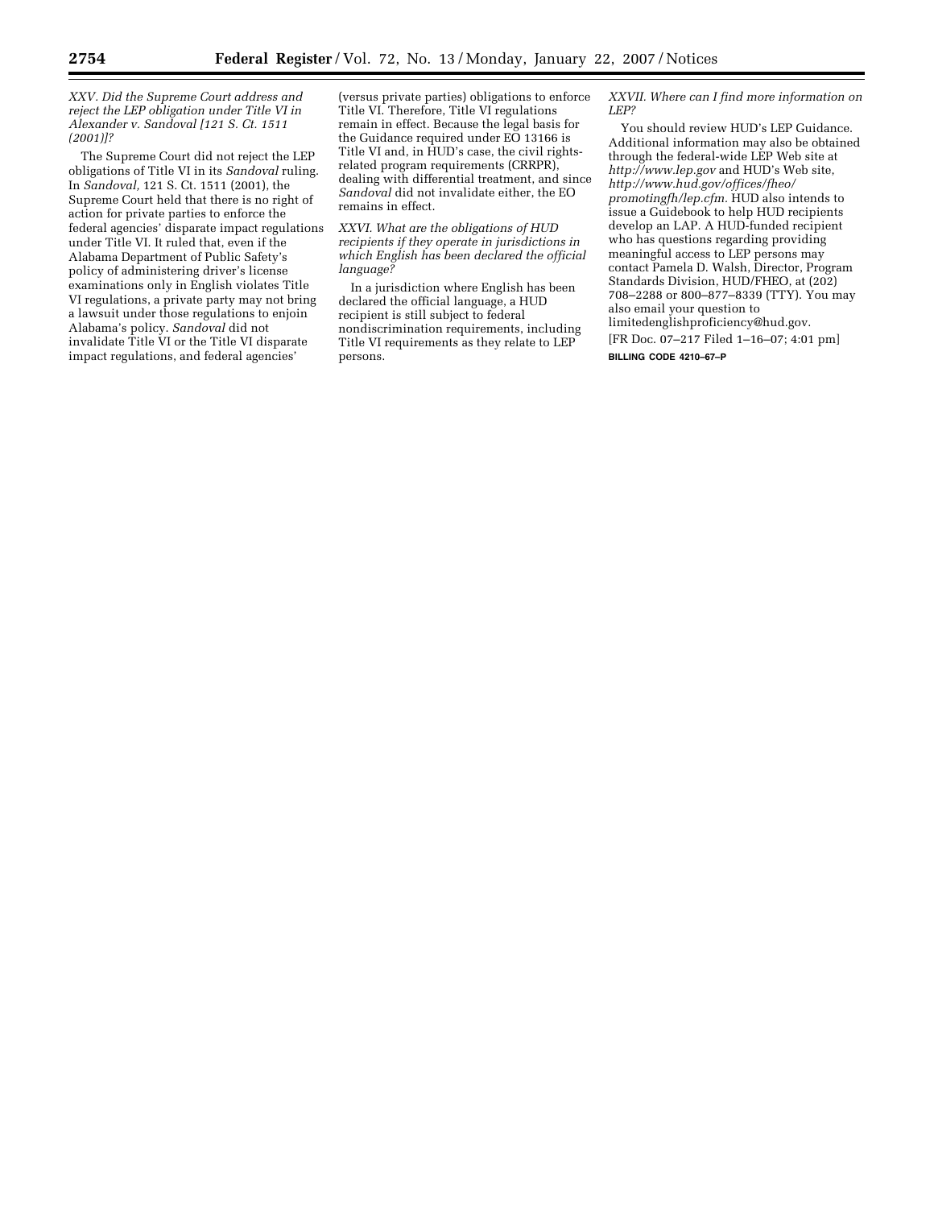*XXV. Did the Supreme Court address and reject the LEP obligation under Title VI in Alexander v. Sandoval [121 S. Ct. 1511 (2001)]?*

The Supreme Court did not reject the LEP obligations of Title VI in its *Sandoval* ruling. In *Sandoval,* 121 S. Ct. 1511 (2001), the Supreme Court held that there is no right of action for private parties to enforce the federal agencies' disparate impact regulations under Title VI. It ruled that, even if the Alabama Department of Public Safety's policy of administering driver's license examinations only in English violates Title VI regulations, a private party may not bring a lawsuit under those regulations to enjoin Alabama's policy. *Sandoval* did not invalidate Title VI or the Title VI disparate impact regulations, and federal agencies' (versus private parties) obligations to enforce Title VI. Therefore, Title VI regulations remain in effect. Because the legal basis for the Guidance required under EO 13166 is Title VI and, in HUD's case, the civil rights-related program requirements (CRRPR), dealing with differential treatment, and since *Sandoval* did not invalidate either, the EO remains in effect.

*XXVI. What are the obligations of HUD recipients if they operate in jurisdictions in which English has been declared the official language?*

In a jurisdiction where English has been declared the official language, a HUD recipient is still subject to federal nondiscrimination requirements, including Title VI requirements as they relate to LEP persons.

*XXVII. Where can I find more information on LEP?*

You should review HUD's LEP Guidance. Additional information may also be obtained through the federal-wide LEP Web site at *http://www.lep.gov* and HUD's Web site, *http://www.hud.gov/offices/fheo/promotingfh/lep.cfm.* HUD also intends to issue a Guidebook to help HUD recipients develop an LAP. A HUD-funded recipient who has questions regarding providing meaningful access to LEP persons may contact Pamela D. Walsh, Director, Program Standards Division, HUD/FHEO, at (202) 708–2288 or 800–877–8339 (TTY). You may also email your question to limitedenglishproficiency@hud.gov.

[FR Doc. 07–217 Filed 1–16–07; 4:01 pm]

**BILLING CODE 4210–67–P**